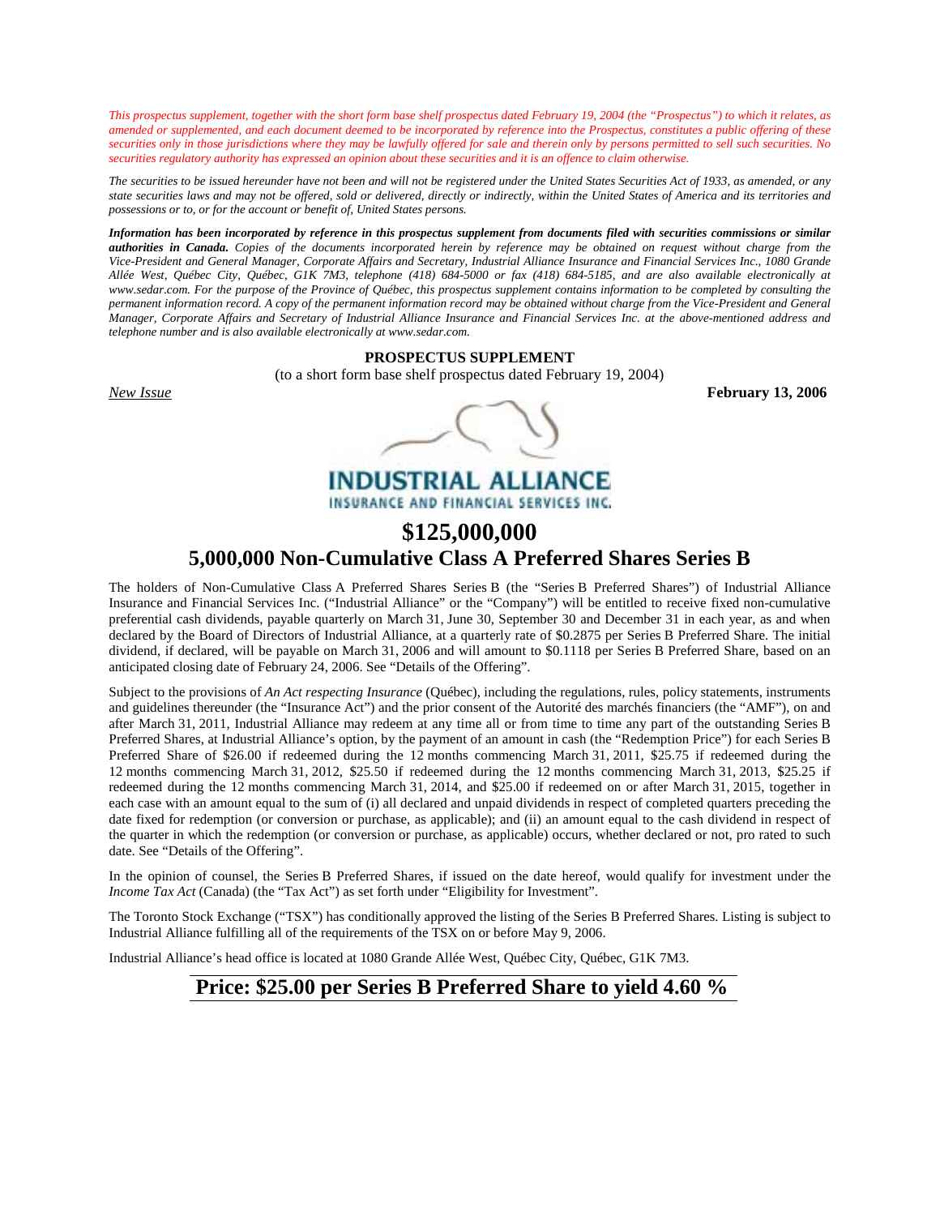*This prospectus supplement, together with the short form base shelf prospectus dated February 19, 2004 (the "Prospectus") to which it relates, as amended or supplemented, and each document deemed to be incorporated by reference into the Prospectus, constitutes a public offering of these securities only in those jurisdictions where they may be lawfully offered for sale and therein only by persons permitted to sell such securities. No securities regulatory authority has expressed an opinion about these securities and it is an offence to claim otherwise.*

*The securities to be issued hereunder have not been and will not be registered under the United States Securities Act of 1933, as amended, or any state securities laws and may not be offered, sold or delivered, directly or indirectly, within the United States of America and its territories and possessions or to, or for the account or benefit of, United States persons.*

***Information has been incorporated by reference in this prospectus supplement from documents filed with securities commissions or similar authorities in Canada.** Copies of the documents incorporated herein by reference may be obtained on request without charge from the Vice-President and General Manager, Corporate Affairs and Secretary, Industrial Alliance Insurance and Financial Services Inc., 1080 Grande Allée West, Québec City, Québec, G1K 7M3, telephone (418) 684-5000 or fax (418) 684-5185, and are also available electronically at www.sedar.com. For the purpose of the Province of Québec, this prospectus supplement contains information to be completed by consulting the permanent information record. A copy of the permanent information record may be obtained without charge from the Vice-President and General Manager, Corporate Affairs and Secretary of Industrial Alliance Insurance and Financial Services Inc. at the above-mentioned address and telephone number and is also available electronically at www.sedar.com.*

**PROSPECTUS SUPPLEMENT**

(to a short form base shelf prospectus dated February 19, 2004)

*New Issue* **February 13, 2006**

**INDUSTRIAL ALLIANCE**
INSURANCE AND FINANCIAL SERVICES INC.

# $125,000,000

# 5,000,000 Non-Cumulative Class A Preferred Shares Series B

The holders of Non-Cumulative Class A Preferred Shares Series B (the "Series B Preferred Shares") of Industrial Alliance Insurance and Financial Services Inc. ("Industrial Alliance" or the "Company") will be entitled to receive fixed non-cumulative preferential cash dividends, payable quarterly on March 31, June 30, September 30 and December 31 in each year, as and when declared by the Board of Directors of Industrial Alliance, at a quarterly rate of $0.2875 per Series B Preferred Share. The initial dividend, if declared, will be payable on March 31, 2006 and will amount to $0.1118 per Series B Preferred Share, based on an anticipated closing date of February 24, 2006. See "Details of the Offering".

Subject to the provisions of *An Act respecting Insurance* (Québec), including the regulations, rules, policy statements, instruments and guidelines thereunder (the "Insurance Act") and the prior consent of the Autorité des marchés financiers (the "AMF"), on and after March 31, 2011, Industrial Alliance may redeem at any time all or from time to time any part of the outstanding Series B Preferred Shares, at Industrial Alliance's option, by the payment of an amount in cash (the "Redemption Price") for each Series B Preferred Share of $26.00 if redeemed during the 12 months commencing March 31, 2011, $25.75 if redeemed during the 12 months commencing March 31, 2012, $25.50 if redeemed during the 12 months commencing March 31, 2013, $25.25 if redeemed during the 12 months commencing March 31, 2014, and $25.00 if redeemed on or after March 31, 2015, together in each case with an amount equal to the sum of (i) all declared and unpaid dividends in respect of completed quarters preceding the date fixed for redemption (or conversion or purchase, as applicable); and (ii) an amount equal to the cash dividend in respect of the quarter in which the redemption (or conversion or purchase, as applicable) occurs, whether declared or not, pro rated to such date. See "Details of the Offering".

In the opinion of counsel, the Series B Preferred Shares, if issued on the date hereof, would qualify for investment under the *Income Tax Act* (Canada) (the "Tax Act") as set forth under "Eligibility for Investment".

The Toronto Stock Exchange ("TSX") has conditionally approved the listing of the Series B Preferred Shares. Listing is subject to Industrial Alliance fulfilling all of the requirements of the TSX on or before May 9, 2006.

Industrial Alliance's head office is located at 1080 Grande Allée West, Québec City, Québec, G1K 7M3.

## Price: $25.00 per Series B Preferred Share to yield 4.60 %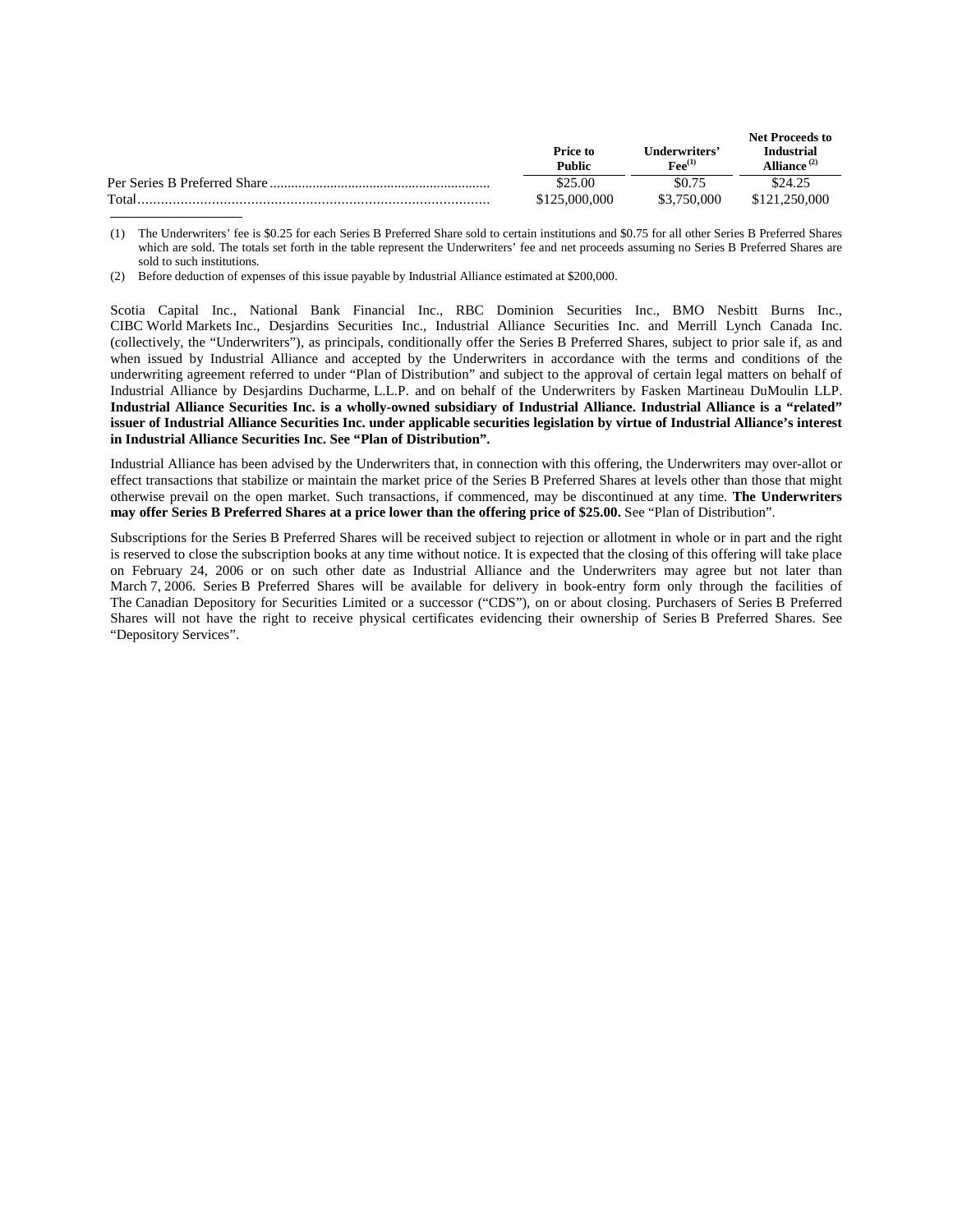| | Price to Public | Underwriters' Fee[(1)] | Net Proceeds to Industrial Alliance [(2)] |
|---|---|---|---|
| Per Series B Preferred Share | $25.00 | $0.75 | $24.25 |
| Total | $125,000,000 | $3,750,000 | $121,250,000 |

(1) The Underwriters' fee is $0.25 for each Series B Preferred Share sold to certain institutions and $0.75 for all other Series B Preferred Shares which are sold. The totals set forth in the table represent the Underwriters' fee and net proceeds assuming no Series B Preferred Shares are sold to such institutions.

(2) Before deduction of expenses of this issue payable by Industrial Alliance estimated at $200,000.

Scotia Capital Inc., National Bank Financial Inc., RBC Dominion Securities Inc., BMO Nesbitt Burns Inc., CIBC World Markets Inc., Desjardins Securities Inc., Industrial Alliance Securities Inc. and Merrill Lynch Canada Inc. (collectively, the "Underwriters"), as principals, conditionally offer the Series B Preferred Shares, subject to prior sale if, as and when issued by Industrial Alliance and accepted by the Underwriters in accordance with the terms and conditions of the underwriting agreement referred to under "Plan of Distribution" and subject to the approval of certain legal matters on behalf of Industrial Alliance by Desjardins Ducharme, L.L.P. and on behalf of the Underwriters by Fasken Martineau DuMoulin LLP. **Industrial Alliance Securities Inc. is a wholly-owned subsidiary of Industrial Alliance. Industrial Alliance is a "related" issuer of Industrial Alliance Securities Inc. under applicable securities legislation by virtue of Industrial Alliance's interest in Industrial Alliance Securities Inc. See "Plan of Distribution".**

Industrial Alliance has been advised by the Underwriters that, in connection with this offering, the Underwriters may over-allot or effect transactions that stabilize or maintain the market price of the Series B Preferred Shares at levels other than those that might otherwise prevail on the open market. Such transactions, if commenced, may be discontinued at any time. **The Underwriters may offer Series B Preferred Shares at a price lower than the offering price of $25.00.** See "Plan of Distribution".

Subscriptions for the Series B Preferred Shares will be received subject to rejection or allotment in whole or in part and the right is reserved to close the subscription books at any time without notice. It is expected that the closing of this offering will take place on February 24, 2006 or on such other date as Industrial Alliance and the Underwriters may agree but not later than March 7, 2006. Series B Preferred Shares will be available for delivery in book-entry form only through the facilities of The Canadian Depository for Securities Limited or a successor ("CDS"), on or about closing. Purchasers of Series B Preferred Shares will not have the right to receive physical certificates evidencing their ownership of Series B Preferred Shares. See "Depository Services".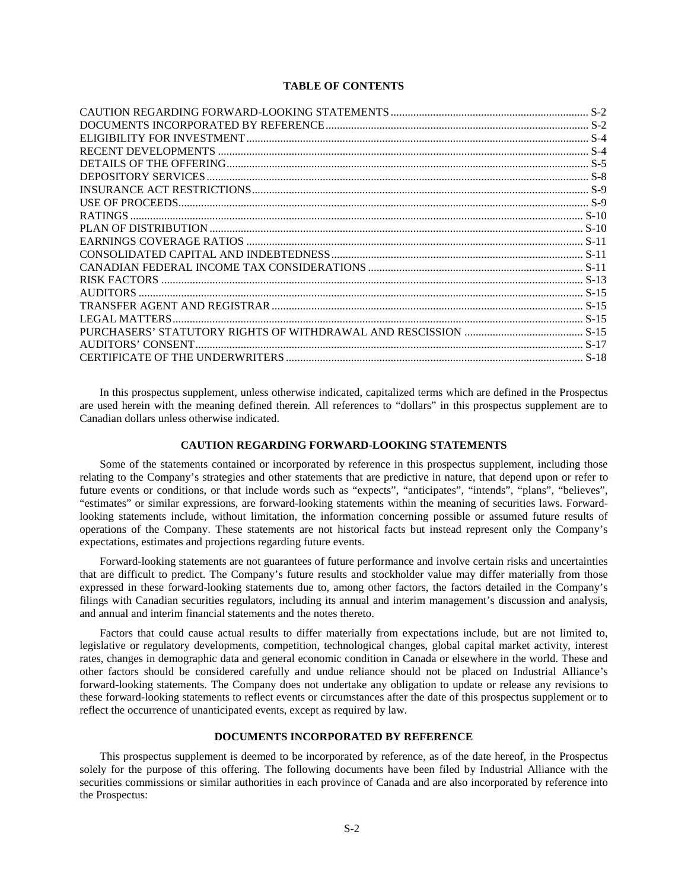**TABLE OF CONTENTS**

| | |
|---|---|
| CAUTION REGARDING FORWARD-LOOKING STATEMENTS | S-2 |
| DOCUMENTS INCORPORATED BY REFERENCE | S-2 |
| ELIGIBILITY FOR INVESTMENT | S-4 |
| RECENT DEVELOPMENTS | S-4 |
| DETAILS OF THE OFFERING | S-5 |
| DEPOSITORY SERVICES | S-8 |
| INSURANCE ACT RESTRICTIONS | S-9 |
| USE OF PROCEEDS | S-9 |
| RATINGS | S-10 |
| PLAN OF DISTRIBUTION | S-10 |
| EARNINGS COVERAGE RATIOS | S-11 |
| CONSOLIDATED CAPITAL AND INDEBTEDNESS | S-11 |
| CANADIAN FEDERAL INCOME TAX CONSIDERATIONS | S-11 |
| RISK FACTORS | S-13 |
| AUDITORS | S-15 |
| TRANSFER AGENT AND REGISTRAR | S-15 |
| LEGAL MATTERS | S-15 |
| PURCHASERS' STATUTORY RIGHTS OF WITHDRAWAL AND RESCISSION | S-15 |
| AUDITORS' CONSENT | S-17 |
| CERTIFICATE OF THE UNDERWRITERS | S-18 |

In this prospectus supplement, unless otherwise indicated, capitalized terms which are defined in the Prospectus are used herein with the meaning defined therein. All references to "dollars" in this prospectus supplement are to Canadian dollars unless otherwise indicated.

## CAUTION REGARDING FORWARD-LOOKING STATEMENTS

Some of the statements contained or incorporated by reference in this prospectus supplement, including those relating to the Company's strategies and other statements that are predictive in nature, that depend upon or refer to future events or conditions, or that include words such as "expects", "anticipates", "intends", "plans", "believes", "estimates" or similar expressions, are forward-looking statements within the meaning of securities laws. Forward-looking statements include, without limitation, the information concerning possible or assumed future results of operations of the Company. These statements are not historical facts but instead represent only the Company's expectations, estimates and projections regarding future events.

Forward-looking statements are not guarantees of future performance and involve certain risks and uncertainties that are difficult to predict. The Company's future results and stockholder value may differ materially from those expressed in these forward-looking statements due to, among other factors, the factors detailed in the Company's filings with Canadian securities regulators, including its annual and interim management's discussion and analysis, and annual and interim financial statements and the notes thereto.

Factors that could cause actual results to differ materially from expectations include, but are not limited to, legislative or regulatory developments, competition, technological changes, global capital market activity, interest rates, changes in demographic data and general economic condition in Canada or elsewhere in the world. These and other factors should be considered carefully and undue reliance should not be placed on Industrial Alliance's forward-looking statements. The Company does not undertake any obligation to update or release any revisions to these forward-looking statements to reflect events or circumstances after the date of this prospectus supplement or to reflect the occurrence of unanticipated events, except as required by law.

## DOCUMENTS INCORPORATED BY REFERENCE

This prospectus supplement is deemed to be incorporated by reference, as of the date hereof, in the Prospectus solely for the purpose of this offering. The following documents have been filed by Industrial Alliance with the securities commissions or similar authorities in each province of Canada and are also incorporated by reference into the Prospectus: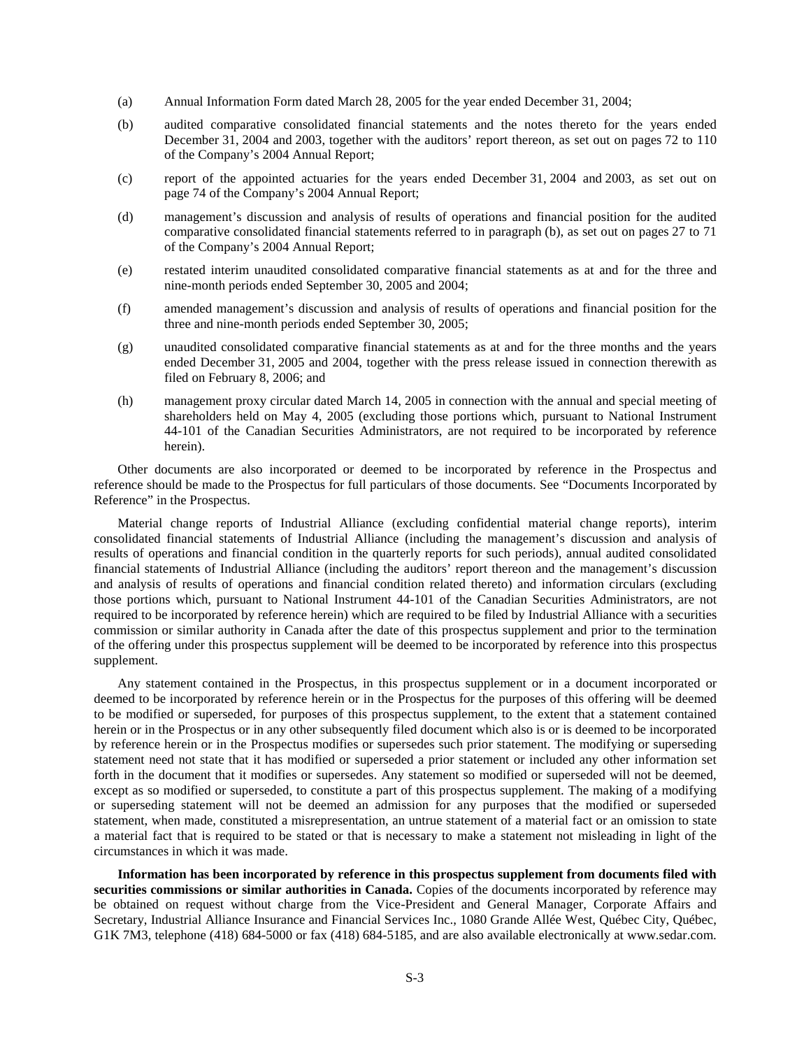(a) Annual Information Form dated March 28, 2005 for the year ended December 31, 2004;

(b) audited comparative consolidated financial statements and the notes thereto for the years ended December 31, 2004 and 2003, together with the auditors' report thereon, as set out on pages 72 to 110 of the Company's 2004 Annual Report;

(c) report of the appointed actuaries for the years ended December 31, 2004 and 2003, as set out on page 74 of the Company's 2004 Annual Report;

(d) management's discussion and analysis of results of operations and financial position for the audited comparative consolidated financial statements referred to in paragraph (b), as set out on pages 27 to 71 of the Company's 2004 Annual Report;

(e) restated interim unaudited consolidated comparative financial statements as at and for the three and nine-month periods ended September 30, 2005 and 2004;

(f) amended management's discussion and analysis of results of operations and financial position for the three and nine-month periods ended September 30, 2005;

(g) unaudited consolidated comparative financial statements as at and for the three months and the years ended December 31, 2005 and 2004, together with the press release issued in connection therewith as filed on February 8, 2006; and

(h) management proxy circular dated March 14, 2005 in connection with the annual and special meeting of shareholders held on May 4, 2005 (excluding those portions which, pursuant to National Instrument 44-101 of the Canadian Securities Administrators, are not required to be incorporated by reference herein).

Other documents are also incorporated or deemed to be incorporated by reference in the Prospectus and reference should be made to the Prospectus for full particulars of those documents. See "Documents Incorporated by Reference" in the Prospectus.

Material change reports of Industrial Alliance (excluding confidential material change reports), interim consolidated financial statements of Industrial Alliance (including the management's discussion and analysis of results of operations and financial condition in the quarterly reports for such periods), annual audited consolidated financial statements of Industrial Alliance (including the auditors' report thereon and the management's discussion and analysis of results of operations and financial condition related thereto) and information circulars (excluding those portions which, pursuant to National Instrument 44-101 of the Canadian Securities Administrators, are not required to be incorporated by reference herein) which are required to be filed by Industrial Alliance with a securities commission or similar authority in Canada after the date of this prospectus supplement and prior to the termination of the offering under this prospectus supplement will be deemed to be incorporated by reference into this prospectus supplement.

Any statement contained in the Prospectus, in this prospectus supplement or in a document incorporated or deemed to be incorporated by reference herein or in the Prospectus for the purposes of this offering will be deemed to be modified or superseded, for purposes of this prospectus supplement, to the extent that a statement contained herein or in the Prospectus or in any other subsequently filed document which also is or is deemed to be incorporated by reference herein or in the Prospectus modifies or supersedes such prior statement. The modifying or superseding statement need not state that it has modified or superseded a prior statement or included any other information set forth in the document that it modifies or supersedes. Any statement so modified or superseded will not be deemed, except as so modified or superseded, to constitute a part of this prospectus supplement. The making of a modifying or superseding statement will not be deemed an admission for any purposes that the modified or superseded statement, when made, constituted a misrepresentation, an untrue statement of a material fact or an omission to state a material fact that is required to be stated or that is necessary to make a statement not misleading in light of the circumstances in which it was made.

**Information has been incorporated by reference in this prospectus supplement from documents filed with securities commissions or similar authorities in Canada.** Copies of the documents incorporated by reference may be obtained on request without charge from the Vice-President and General Manager, Corporate Affairs and Secretary, Industrial Alliance Insurance and Financial Services Inc., 1080 Grande Allée West, Québec City, Québec, G1K 7M3, telephone (418) 684-5000 or fax (418) 684-5185, and are also available electronically at www.sedar.com.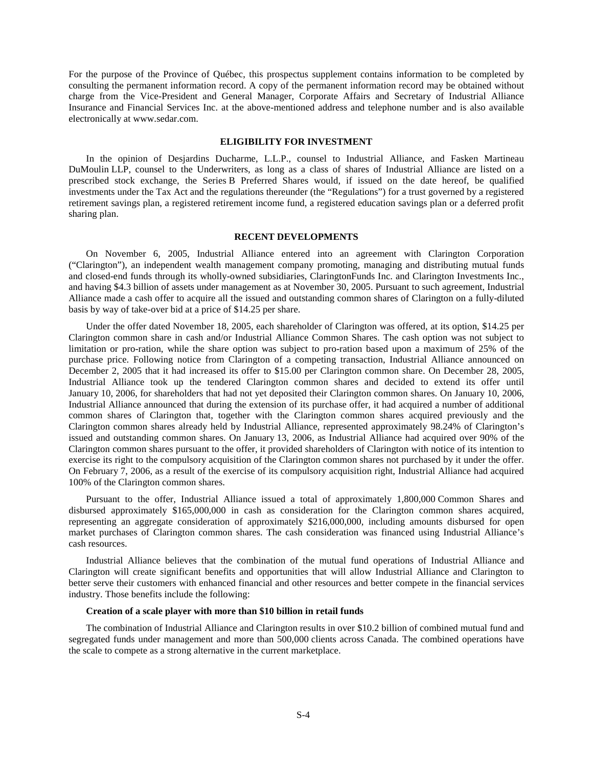For the purpose of the Province of Québec, this prospectus supplement contains information to be completed by consulting the permanent information record. A copy of the permanent information record may be obtained without charge from the Vice-President and General Manager, Corporate Affairs and Secretary of Industrial Alliance Insurance and Financial Services Inc. at the above-mentioned address and telephone number and is also available electronically at www.sedar.com.

## ELIGIBILITY FOR INVESTMENT

In the opinion of Desjardins Ducharme, L.L.P., counsel to Industrial Alliance, and Fasken Martineau DuMoulin LLP, counsel to the Underwriters, as long as a class of shares of Industrial Alliance are listed on a prescribed stock exchange, the Series B Preferred Shares would, if issued on the date hereof, be qualified investments under the Tax Act and the regulations thereunder (the "Regulations") for a trust governed by a registered retirement savings plan, a registered retirement income fund, a registered education savings plan or a deferred profit sharing plan.

## RECENT DEVELOPMENTS

On November 6, 2005, Industrial Alliance entered into an agreement with Clarington Corporation ("Clarington"), an independent wealth management company promoting, managing and distributing mutual funds and closed-end funds through its wholly-owned subsidiaries, ClaringtonFunds Inc. and Clarington Investments Inc., and having $4.3 billion of assets under management as at November 30, 2005. Pursuant to such agreement, Industrial Alliance made a cash offer to acquire all the issued and outstanding common shares of Clarington on a fully-diluted basis by way of take-over bid at a price of $14.25 per share.

Under the offer dated November 18, 2005, each shareholder of Clarington was offered, at its option, $14.25 per Clarington common share in cash and/or Industrial Alliance Common Shares. The cash option was not subject to limitation or pro-ration, while the share option was subject to pro-ration based upon a maximum of 25% of the purchase price. Following notice from Clarington of a competing transaction, Industrial Alliance announced on December 2, 2005 that it had increased its offer to $15.00 per Clarington common share. On December 28, 2005, Industrial Alliance took up the tendered Clarington common shares and decided to extend its offer until January 10, 2006, for shareholders that had not yet deposited their Clarington common shares. On January 10, 2006, Industrial Alliance announced that during the extension of its purchase offer, it had acquired a number of additional common shares of Clarington that, together with the Clarington common shares acquired previously and the Clarington common shares already held by Industrial Alliance, represented approximately 98.24% of Clarington's issued and outstanding common shares. On January 13, 2006, as Industrial Alliance had acquired over 90% of the Clarington common shares pursuant to the offer, it provided shareholders of Clarington with notice of its intention to exercise its right to the compulsory acquisition of the Clarington common shares not purchased by it under the offer. On February 7, 2006, as a result of the exercise of its compulsory acquisition right, Industrial Alliance had acquired 100% of the Clarington common shares.

Pursuant to the offer, Industrial Alliance issued a total of approximately 1,800,000 Common Shares and disbursed approximately $165,000,000 in cash as consideration for the Clarington common shares acquired, representing an aggregate consideration of approximately $216,000,000, including amounts disbursed for open market purchases of Clarington common shares. The cash consideration was financed using Industrial Alliance's cash resources.

Industrial Alliance believes that the combination of the mutual fund operations of Industrial Alliance and Clarington will create significant benefits and opportunities that will allow Industrial Alliance and Clarington to better serve their customers with enhanced financial and other resources and better compete in the financial services industry. Those benefits include the following:

**Creation of a scale player with more than $10 billion in retail funds**

The combination of Industrial Alliance and Clarington results in over $10.2 billion of combined mutual fund and segregated funds under management and more than 500,000 clients across Canada. The combined operations have the scale to compete as a strong alternative in the current marketplace.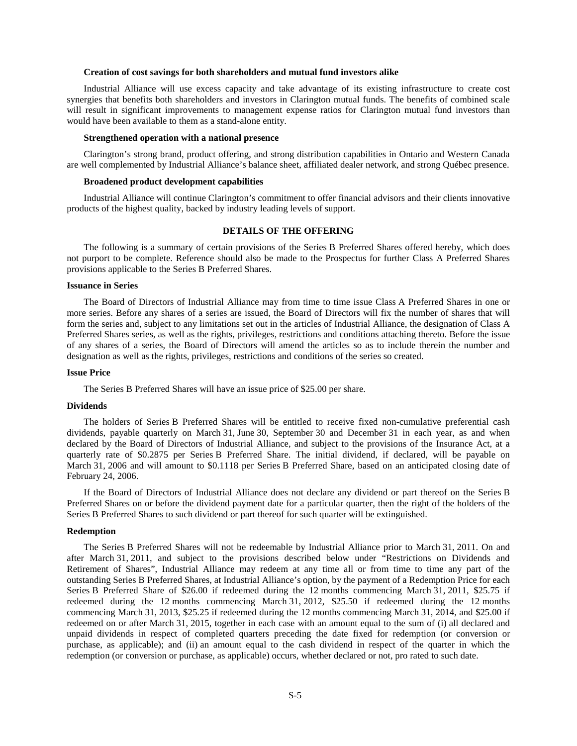**Creation of cost savings for both shareholders and mutual fund investors alike**

Industrial Alliance will use excess capacity and take advantage of its existing infrastructure to create cost synergies that benefits both shareholders and investors in Clarington mutual funds. The benefits of combined scale will result in significant improvements to management expense ratios for Clarington mutual fund investors than would have been available to them as a stand-alone entity.

**Strengthened operation with a national presence**

Clarington's strong brand, product offering, and strong distribution capabilities in Ontario and Western Canada are well complemented by Industrial Alliance's balance sheet, affiliated dealer network, and strong Québec presence.

**Broadened product development capabilities**

Industrial Alliance will continue Clarington's commitment to offer financial advisors and their clients innovative products of the highest quality, backed by industry leading levels of support.

## DETAILS OF THE OFFERING

The following is a summary of certain provisions of the Series B Preferred Shares offered hereby, which does not purport to be complete. Reference should also be made to the Prospectus for further Class A Preferred Shares provisions applicable to the Series B Preferred Shares.

### Issuance in Series

The Board of Directors of Industrial Alliance may from time to time issue Class A Preferred Shares in one or more series. Before any shares of a series are issued, the Board of Directors will fix the number of shares that will form the series and, subject to any limitations set out in the articles of Industrial Alliance, the designation of Class A Preferred Shares series, as well as the rights, privileges, restrictions and conditions attaching thereto. Before the issue of any shares of a series, the Board of Directors will amend the articles so as to include therein the number and designation as well as the rights, privileges, restrictions and conditions of the series so created.

### Issue Price

The Series B Preferred Shares will have an issue price of $25.00 per share.

### Dividends

The holders of Series B Preferred Shares will be entitled to receive fixed non-cumulative preferential cash dividends, payable quarterly on March 31, June 30, September 30 and December 31 in each year, as and when declared by the Board of Directors of Industrial Alliance, and subject to the provisions of the Insurance Act, at a quarterly rate of $0.2875 per Series B Preferred Share. The initial dividend, if declared, will be payable on March 31, 2006 and will amount to $0.1118 per Series B Preferred Share, based on an anticipated closing date of February 24, 2006.

If the Board of Directors of Industrial Alliance does not declare any dividend or part thereof on the Series B Preferred Shares on or before the dividend payment date for a particular quarter, then the right of the holders of the Series B Preferred Shares to such dividend or part thereof for such quarter will be extinguished.

### Redemption

The Series B Preferred Shares will not be redeemable by Industrial Alliance prior to March 31, 2011. On and after March 31, 2011, and subject to the provisions described below under "Restrictions on Dividends and Retirement of Shares", Industrial Alliance may redeem at any time all or from time to time any part of the outstanding Series B Preferred Shares, at Industrial Alliance's option, by the payment of a Redemption Price for each Series B Preferred Share of $26.00 if redeemed during the 12 months commencing March 31, 2011, $25.75 if redeemed during the 12 months commencing March 31, 2012, $25.50 if redeemed during the 12 months commencing March 31, 2013, $25.25 if redeemed during the 12 months commencing March 31, 2014, and $25.00 if redeemed on or after March 31, 2015, together in each case with an amount equal to the sum of (i) all declared and unpaid dividends in respect of completed quarters preceding the date fixed for redemption (or conversion or purchase, as applicable); and (ii) an amount equal to the cash dividend in respect of the quarter in which the redemption (or conversion or purchase, as applicable) occurs, whether declared or not, pro rated to such date.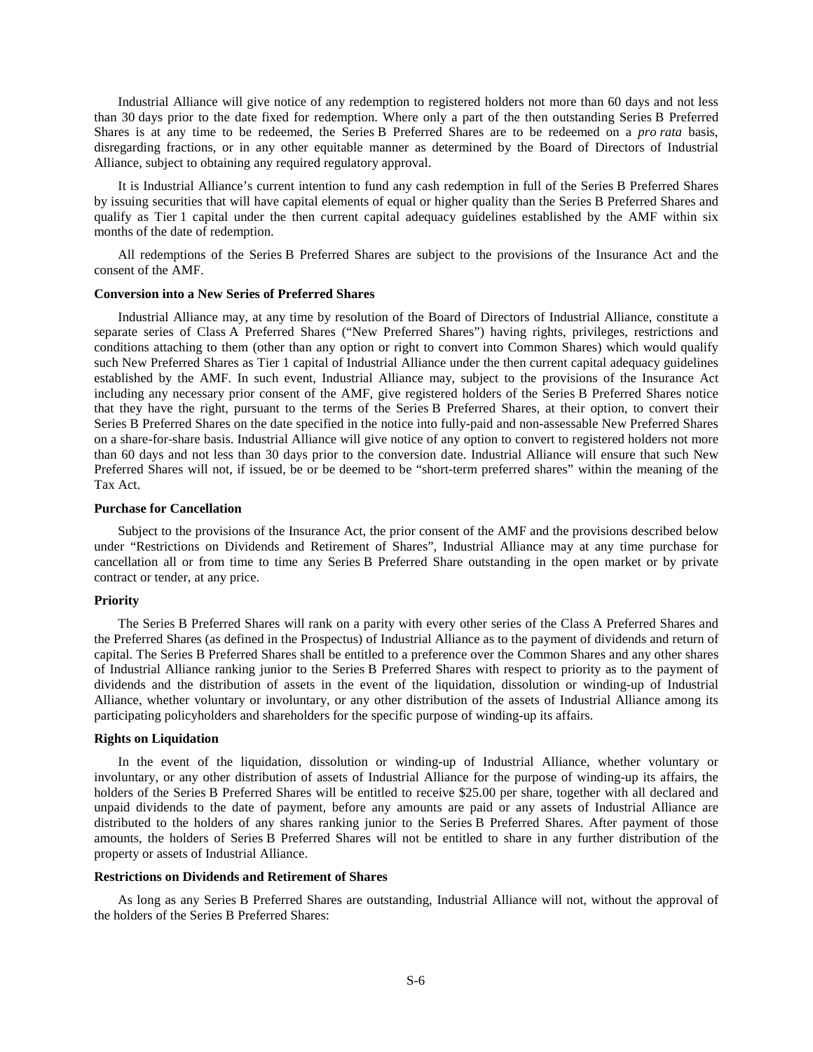Industrial Alliance will give notice of any redemption to registered holders not more than 60 days and not less than 30 days prior to the date fixed for redemption. Where only a part of the then outstanding Series B Preferred Shares is at any time to be redeemed, the Series B Preferred Shares are to be redeemed on a *pro rata* basis, disregarding fractions, or in any other equitable manner as determined by the Board of Directors of Industrial Alliance, subject to obtaining any required regulatory approval.

It is Industrial Alliance's current intention to fund any cash redemption in full of the Series B Preferred Shares by issuing securities that will have capital elements of equal or higher quality than the Series B Preferred Shares and qualify as Tier 1 capital under the then current capital adequacy guidelines established by the AMF within six months of the date of redemption.

All redemptions of the Series B Preferred Shares are subject to the provisions of the Insurance Act and the consent of the AMF.

**Conversion into a New Series of Preferred Shares**

Industrial Alliance may, at any time by resolution of the Board of Directors of Industrial Alliance, constitute a separate series of Class A Preferred Shares ("New Preferred Shares") having rights, privileges, restrictions and conditions attaching to them (other than any option or right to convert into Common Shares) which would qualify such New Preferred Shares as Tier 1 capital of Industrial Alliance under the then current capital adequacy guidelines established by the AMF. In such event, Industrial Alliance may, subject to the provisions of the Insurance Act including any necessary prior consent of the AMF, give registered holders of the Series B Preferred Shares notice that they have the right, pursuant to the terms of the Series B Preferred Shares, at their option, to convert their Series B Preferred Shares on the date specified in the notice into fully-paid and non-assessable New Preferred Shares on a share-for-share basis. Industrial Alliance will give notice of any option to convert to registered holders not more than 60 days and not less than 30 days prior to the conversion date. Industrial Alliance will ensure that such New Preferred Shares will not, if issued, be or be deemed to be "short-term preferred shares" within the meaning of the Tax Act.

**Purchase for Cancellation**

Subject to the provisions of the Insurance Act, the prior consent of the AMF and the provisions described below under "Restrictions on Dividends and Retirement of Shares", Industrial Alliance may at any time purchase for cancellation all or from time to time any Series B Preferred Share outstanding in the open market or by private contract or tender, at any price.

**Priority**

The Series B Preferred Shares will rank on a parity with every other series of the Class A Preferred Shares and the Preferred Shares (as defined in the Prospectus) of Industrial Alliance as to the payment of dividends and return of capital. The Series B Preferred Shares shall be entitled to a preference over the Common Shares and any other shares of Industrial Alliance ranking junior to the Series B Preferred Shares with respect to priority as to the payment of dividends and the distribution of assets in the event of the liquidation, dissolution or winding-up of Industrial Alliance, whether voluntary or involuntary, or any other distribution of the assets of Industrial Alliance among its participating policyholders and shareholders for the specific purpose of winding-up its affairs.

**Rights on Liquidation**

In the event of the liquidation, dissolution or winding-up of Industrial Alliance, whether voluntary or involuntary, or any other distribution of assets of Industrial Alliance for the purpose of winding-up its affairs, the holders of the Series B Preferred Shares will be entitled to receive $25.00 per share, together with all declared and unpaid dividends to the date of payment, before any amounts are paid or any assets of Industrial Alliance are distributed to the holders of any shares ranking junior to the Series B Preferred Shares. After payment of those amounts, the holders of Series B Preferred Shares will not be entitled to share in any further distribution of the property or assets of Industrial Alliance.

**Restrictions on Dividends and Retirement of Shares**

As long as any Series B Preferred Shares are outstanding, Industrial Alliance will not, without the approval of the holders of the Series B Preferred Shares: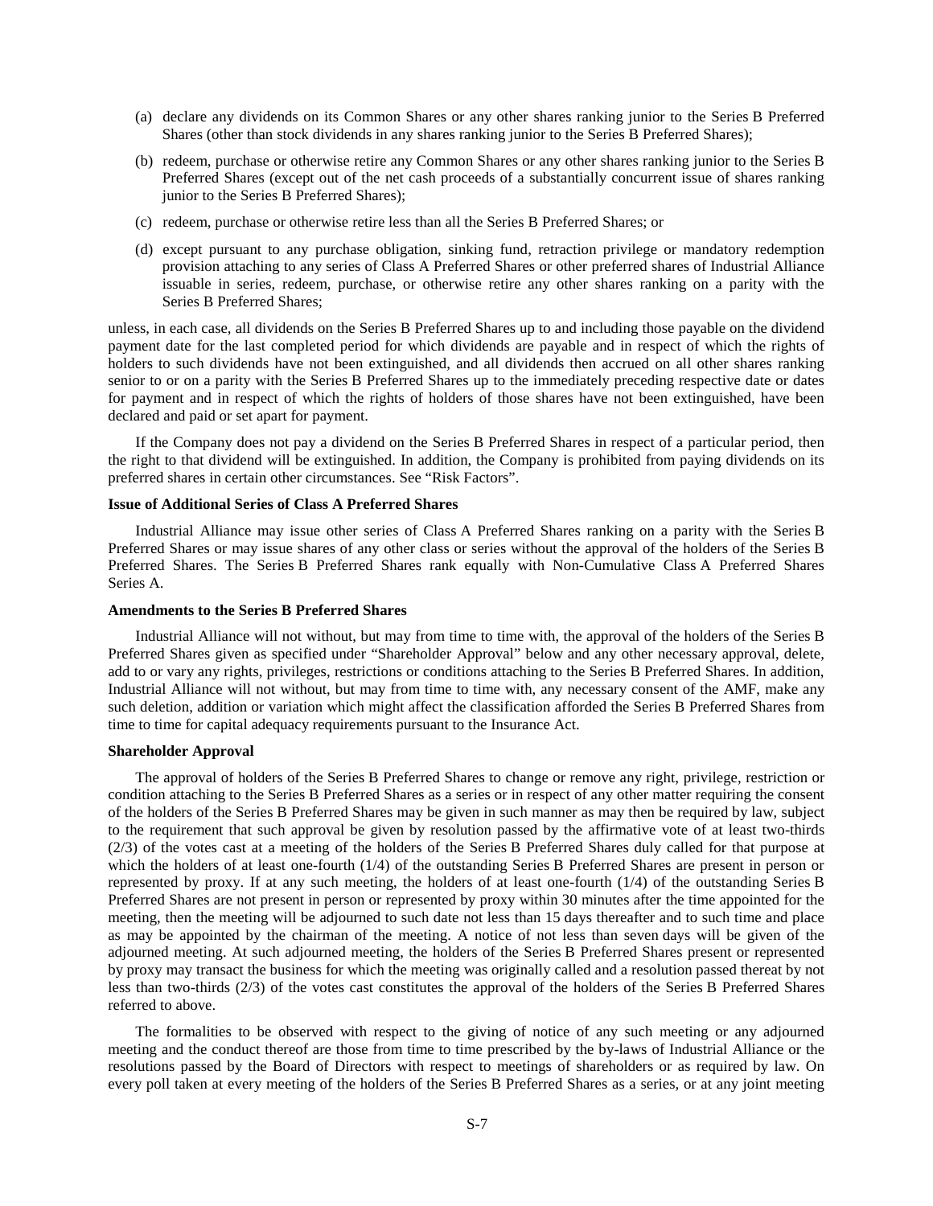(a) declare any dividends on its Common Shares or any other shares ranking junior to the Series B Preferred Shares (other than stock dividends in any shares ranking junior to the Series B Preferred Shares);

(b) redeem, purchase or otherwise retire any Common Shares or any other shares ranking junior to the Series B Preferred Shares (except out of the net cash proceeds of a substantially concurrent issue of shares ranking junior to the Series B Preferred Shares);

(c) redeem, purchase or otherwise retire less than all the Series B Preferred Shares; or

(d) except pursuant to any purchase obligation, sinking fund, retraction privilege or mandatory redemption provision attaching to any series of Class A Preferred Shares or other preferred shares of Industrial Alliance issuable in series, redeem, purchase, or otherwise retire any other shares ranking on a parity with the Series B Preferred Shares;

unless, in each case, all dividends on the Series B Preferred Shares up to and including those payable on the dividend payment date for the last completed period for which dividends are payable and in respect of which the rights of holders to such dividends have not been extinguished, and all dividends then accrued on all other shares ranking senior to or on a parity with the Series B Preferred Shares up to the immediately preceding respective date or dates for payment and in respect of which the rights of holders of those shares have not been extinguished, have been declared and paid or set apart for payment.

If the Company does not pay a dividend on the Series B Preferred Shares in respect of a particular period, then the right to that dividend will be extinguished. In addition, the Company is prohibited from paying dividends on its preferred shares in certain other circumstances. See "Risk Factors".

**Issue of Additional Series of Class A Preferred Shares**

Industrial Alliance may issue other series of Class A Preferred Shares ranking on a parity with the Series B Preferred Shares or may issue shares of any other class or series without the approval of the holders of the Series B Preferred Shares. The Series B Preferred Shares rank equally with Non-Cumulative Class A Preferred Shares Series A.

**Amendments to the Series B Preferred Shares**

Industrial Alliance will not without, but may from time to time with, the approval of the holders of the Series B Preferred Shares given as specified under "Shareholder Approval" below and any other necessary approval, delete, add to or vary any rights, privileges, restrictions or conditions attaching to the Series B Preferred Shares. In addition, Industrial Alliance will not without, but may from time to time with, any necessary consent of the AMF, make any such deletion, addition or variation which might affect the classification afforded the Series B Preferred Shares from time to time for capital adequacy requirements pursuant to the Insurance Act.

**Shareholder Approval**

The approval of holders of the Series B Preferred Shares to change or remove any right, privilege, restriction or condition attaching to the Series B Preferred Shares as a series or in respect of any other matter requiring the consent of the holders of the Series B Preferred Shares may be given in such manner as may then be required by law, subject to the requirement that such approval be given by resolution passed by the affirmative vote of at least two-thirds (2/3) of the votes cast at a meeting of the holders of the Series B Preferred Shares duly called for that purpose at which the holders of at least one-fourth (1/4) of the outstanding Series B Preferred Shares are present in person or represented by proxy. If at any such meeting, the holders of at least one-fourth (1/4) of the outstanding Series B Preferred Shares are not present in person or represented by proxy within 30 minutes after the time appointed for the meeting, then the meeting will be adjourned to such date not less than 15 days thereafter and to such time and place as may be appointed by the chairman of the meeting. A notice of not less than seven days will be given of the adjourned meeting. At such adjourned meeting, the holders of the Series B Preferred Shares present or represented by proxy may transact the business for which the meeting was originally called and a resolution passed thereat by not less than two-thirds (2/3) of the votes cast constitutes the approval of the holders of the Series B Preferred Shares referred to above.

The formalities to be observed with respect to the giving of notice of any such meeting or any adjourned meeting and the conduct thereof are those from time to time prescribed by the by-laws of Industrial Alliance or the resolutions passed by the Board of Directors with respect to meetings of shareholders or as required by law. On every poll taken at every meeting of the holders of the Series B Preferred Shares as a series, or at any joint meeting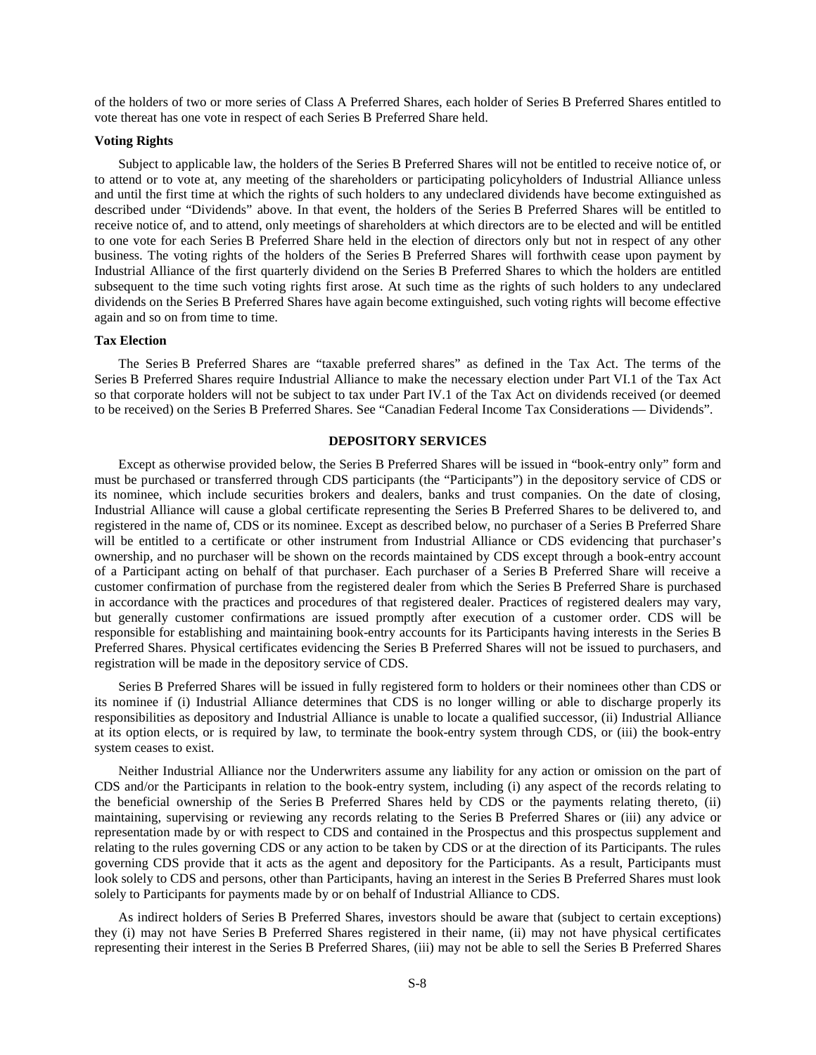of the holders of two or more series of Class A Preferred Shares, each holder of Series B Preferred Shares entitled to vote thereat has one vote in respect of each Series B Preferred Share held.

**Voting Rights**

Subject to applicable law, the holders of the Series B Preferred Shares will not be entitled to receive notice of, or to attend or to vote at, any meeting of the shareholders or participating policyholders of Industrial Alliance unless and until the first time at which the rights of such holders to any undeclared dividends have become extinguished as described under "Dividends" above. In that event, the holders of the Series B Preferred Shares will be entitled to receive notice of, and to attend, only meetings of shareholders at which directors are to be elected and will be entitled to one vote for each Series B Preferred Share held in the election of directors only but not in respect of any other business. The voting rights of the holders of the Series B Preferred Shares will forthwith cease upon payment by Industrial Alliance of the first quarterly dividend on the Series B Preferred Shares to which the holders are entitled subsequent to the time such voting rights first arose. At such time as the rights of such holders to any undeclared dividends on the Series B Preferred Shares have again become extinguished, such voting rights will become effective again and so on from time to time.

**Tax Election**

The Series B Preferred Shares are "taxable preferred shares" as defined in the Tax Act. The terms of the Series B Preferred Shares require Industrial Alliance to make the necessary election under Part VI.1 of the Tax Act so that corporate holders will not be subject to tax under Part IV.1 of the Tax Act on dividends received (or deemed to be received) on the Series B Preferred Shares. See "Canadian Federal Income Tax Considerations — Dividends".

## DEPOSITORY SERVICES

Except as otherwise provided below, the Series B Preferred Shares will be issued in "book-entry only" form and must be purchased or transferred through CDS participants (the "Participants") in the depository service of CDS or its nominee, which include securities brokers and dealers, banks and trust companies. On the date of closing, Industrial Alliance will cause a global certificate representing the Series B Preferred Shares to be delivered to, and registered in the name of, CDS or its nominee. Except as described below, no purchaser of a Series B Preferred Share will be entitled to a certificate or other instrument from Industrial Alliance or CDS evidencing that purchaser's ownership, and no purchaser will be shown on the records maintained by CDS except through a book-entry account of a Participant acting on behalf of that purchaser. Each purchaser of a Series B Preferred Share will receive a customer confirmation of purchase from the registered dealer from which the Series B Preferred Share is purchased in accordance with the practices and procedures of that registered dealer. Practices of registered dealers may vary, but generally customer confirmations are issued promptly after execution of a customer order. CDS will be responsible for establishing and maintaining book-entry accounts for its Participants having interests in the Series B Preferred Shares. Physical certificates evidencing the Series B Preferred Shares will not be issued to purchasers, and registration will be made in the depository service of CDS.

Series B Preferred Shares will be issued in fully registered form to holders or their nominees other than CDS or its nominee if (i) Industrial Alliance determines that CDS is no longer willing or able to discharge properly its responsibilities as depository and Industrial Alliance is unable to locate a qualified successor, (ii) Industrial Alliance at its option elects, or is required by law, to terminate the book-entry system through CDS, or (iii) the book-entry system ceases to exist.

Neither Industrial Alliance nor the Underwriters assume any liability for any action or omission on the part of CDS and/or the Participants in relation to the book-entry system, including (i) any aspect of the records relating to the beneficial ownership of the Series B Preferred Shares held by CDS or the payments relating thereto, (ii) maintaining, supervising or reviewing any records relating to the Series B Preferred Shares or (iii) any advice or representation made by or with respect to CDS and contained in the Prospectus and this prospectus supplement and relating to the rules governing CDS or any action to be taken by CDS or at the direction of its Participants. The rules governing CDS provide that it acts as the agent and depository for the Participants. As a result, Participants must look solely to CDS and persons, other than Participants, having an interest in the Series B Preferred Shares must look solely to Participants for payments made by or on behalf of Industrial Alliance to CDS.

As indirect holders of Series B Preferred Shares, investors should be aware that (subject to certain exceptions) they (i) may not have Series B Preferred Shares registered in their name, (ii) may not have physical certificates representing their interest in the Series B Preferred Shares, (iii) may not be able to sell the Series B Preferred Shares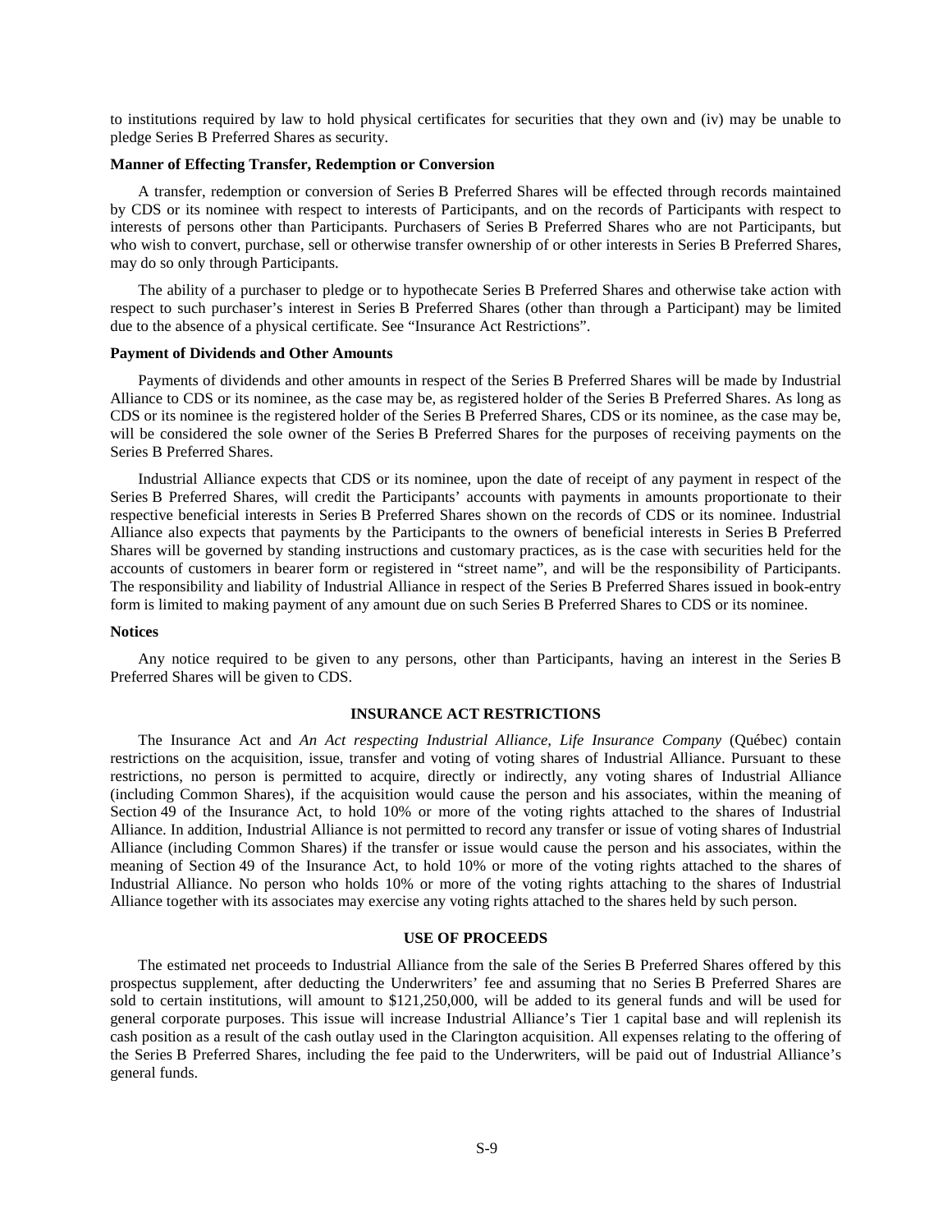to institutions required by law to hold physical certificates for securities that they own and (iv) may be unable to pledge Series B Preferred Shares as security.

**Manner of Effecting Transfer, Redemption or Conversion**

A transfer, redemption or conversion of Series B Preferred Shares will be effected through records maintained by CDS or its nominee with respect to interests of Participants, and on the records of Participants with respect to interests of persons other than Participants. Purchasers of Series B Preferred Shares who are not Participants, but who wish to convert, purchase, sell or otherwise transfer ownership of or other interests in Series B Preferred Shares, may do so only through Participants.

The ability of a purchaser to pledge or to hypothecate Series B Preferred Shares and otherwise take action with respect to such purchaser's interest in Series B Preferred Shares (other than through a Participant) may be limited due to the absence of a physical certificate. See "Insurance Act Restrictions".

**Payment of Dividends and Other Amounts**

Payments of dividends and other amounts in respect of the Series B Preferred Shares will be made by Industrial Alliance to CDS or its nominee, as the case may be, as registered holder of the Series B Preferred Shares. As long as CDS or its nominee is the registered holder of the Series B Preferred Shares, CDS or its nominee, as the case may be, will be considered the sole owner of the Series B Preferred Shares for the purposes of receiving payments on the Series B Preferred Shares.

Industrial Alliance expects that CDS or its nominee, upon the date of receipt of any payment in respect of the Series B Preferred Shares, will credit the Participants' accounts with payments in amounts proportionate to their respective beneficial interests in Series B Preferred Shares shown on the records of CDS or its nominee. Industrial Alliance also expects that payments by the Participants to the owners of beneficial interests in Series B Preferred Shares will be governed by standing instructions and customary practices, as is the case with securities held for the accounts of customers in bearer form or registered in "street name", and will be the responsibility of Participants. The responsibility and liability of Industrial Alliance in respect of the Series B Preferred Shares issued in book-entry form is limited to making payment of any amount due on such Series B Preferred Shares to CDS or its nominee.

**Notices**

Any notice required to be given to any persons, other than Participants, having an interest in the Series B Preferred Shares will be given to CDS.

## INSURANCE ACT RESTRICTIONS

The Insurance Act and *An Act respecting Industrial Alliance, Life Insurance Company* (Québec) contain restrictions on the acquisition, issue, transfer and voting of voting shares of Industrial Alliance. Pursuant to these restrictions, no person is permitted to acquire, directly or indirectly, any voting shares of Industrial Alliance (including Common Shares), if the acquisition would cause the person and his associates, within the meaning of Section 49 of the Insurance Act, to hold 10% or more of the voting rights attached to the shares of Industrial Alliance. In addition, Industrial Alliance is not permitted to record any transfer or issue of voting shares of Industrial Alliance (including Common Shares) if the transfer or issue would cause the person and his associates, within the meaning of Section 49 of the Insurance Act, to hold 10% or more of the voting rights attached to the shares of Industrial Alliance. No person who holds 10% or more of the voting rights attaching to the shares of Industrial Alliance together with its associates may exercise any voting rights attached to the shares held by such person.

## USE OF PROCEEDS

The estimated net proceeds to Industrial Alliance from the sale of the Series B Preferred Shares offered by this prospectus supplement, after deducting the Underwriters' fee and assuming that no Series B Preferred Shares are sold to certain institutions, will amount to $121,250,000, will be added to its general funds and will be used for general corporate purposes. This issue will increase Industrial Alliance's Tier 1 capital base and will replenish its cash position as a result of the cash outlay used in the Clarington acquisition. All expenses relating to the offering of the Series B Preferred Shares, including the fee paid to the Underwriters, will be paid out of Industrial Alliance's general funds.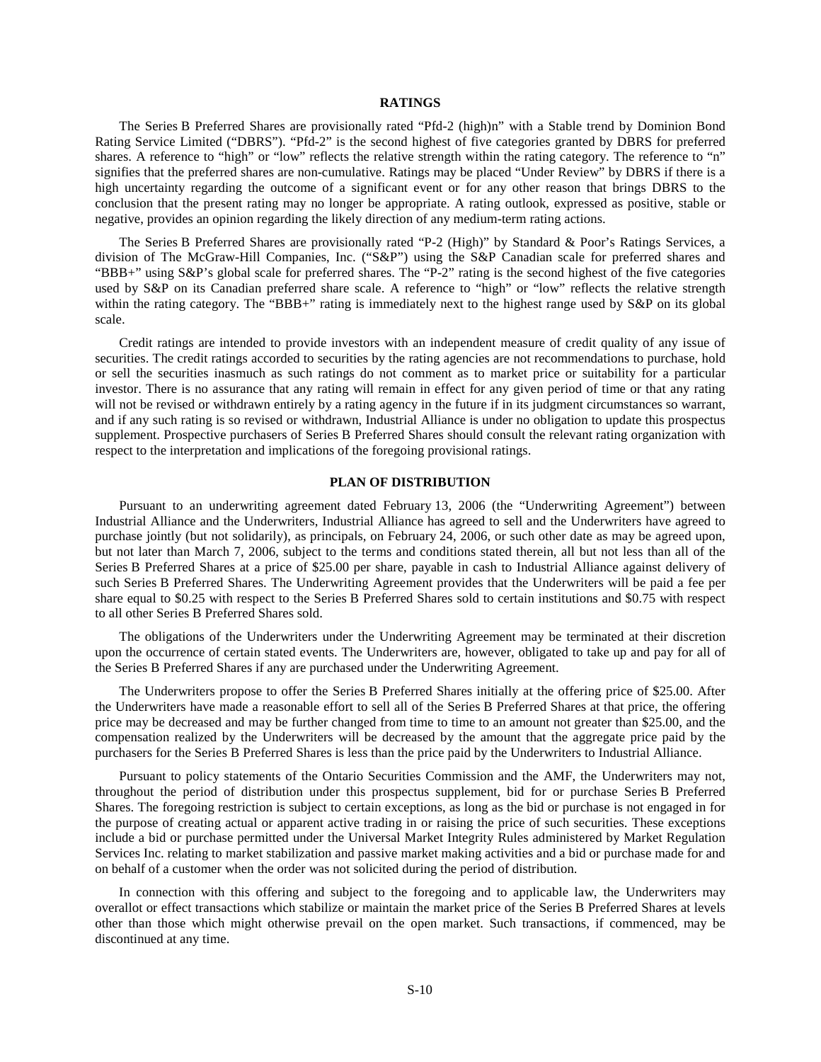## RATINGS

The Series B Preferred Shares are provisionally rated "Pfd-2 (high)n" with a Stable trend by Dominion Bond Rating Service Limited ("DBRS"). "Pfd-2" is the second highest of five categories granted by DBRS for preferred shares. A reference to "high" or "low" reflects the relative strength within the rating category. The reference to "n" signifies that the preferred shares are non-cumulative. Ratings may be placed "Under Review" by DBRS if there is a high uncertainty regarding the outcome of a significant event or for any other reason that brings DBRS to the conclusion that the present rating may no longer be appropriate. A rating outlook, expressed as positive, stable or negative, provides an opinion regarding the likely direction of any medium-term rating actions.

The Series B Preferred Shares are provisionally rated "P-2 (High)" by Standard & Poor's Ratings Services, a division of The McGraw-Hill Companies, Inc. ("S&P") using the S&P Canadian scale for preferred shares and "BBB+" using S&P's global scale for preferred shares. The "P-2" rating is the second highest of the five categories used by S&P on its Canadian preferred share scale. A reference to "high" or "low" reflects the relative strength within the rating category. The "BBB+" rating is immediately next to the highest range used by S&P on its global scale.

Credit ratings are intended to provide investors with an independent measure of credit quality of any issue of securities. The credit ratings accorded to securities by the rating agencies are not recommendations to purchase, hold or sell the securities inasmuch as such ratings do not comment as to market price or suitability for a particular investor. There is no assurance that any rating will remain in effect for any given period of time or that any rating will not be revised or withdrawn entirely by a rating agency in the future if in its judgment circumstances so warrant, and if any such rating is so revised or withdrawn, Industrial Alliance is under no obligation to update this prospectus supplement. Prospective purchasers of Series B Preferred Shares should consult the relevant rating organization with respect to the interpretation and implications of the foregoing provisional ratings.

## PLAN OF DISTRIBUTION

Pursuant to an underwriting agreement dated February 13, 2006 (the "Underwriting Agreement") between Industrial Alliance and the Underwriters, Industrial Alliance has agreed to sell and the Underwriters have agreed to purchase jointly (but not solidarily), as principals, on February 24, 2006, or such other date as may be agreed upon, but not later than March 7, 2006, subject to the terms and conditions stated therein, all but not less than all of the Series B Preferred Shares at a price of $25.00 per share, payable in cash to Industrial Alliance against delivery of such Series B Preferred Shares. The Underwriting Agreement provides that the Underwriters will be paid a fee per share equal to $0.25 with respect to the Series B Preferred Shares sold to certain institutions and $0.75 with respect to all other Series B Preferred Shares sold.

The obligations of the Underwriters under the Underwriting Agreement may be terminated at their discretion upon the occurrence of certain stated events. The Underwriters are, however, obligated to take up and pay for all of the Series B Preferred Shares if any are purchased under the Underwriting Agreement.

The Underwriters propose to offer the Series B Preferred Shares initially at the offering price of $25.00. After the Underwriters have made a reasonable effort to sell all of the Series B Preferred Shares at that price, the offering price may be decreased and may be further changed from time to time to an amount not greater than $25.00, and the compensation realized by the Underwriters will be decreased by the amount that the aggregate price paid by the purchasers for the Series B Preferred Shares is less than the price paid by the Underwriters to Industrial Alliance.

Pursuant to policy statements of the Ontario Securities Commission and the AMF, the Underwriters may not, throughout the period of distribution under this prospectus supplement, bid for or purchase Series B Preferred Shares. The foregoing restriction is subject to certain exceptions, as long as the bid or purchase is not engaged in for the purpose of creating actual or apparent active trading in or raising the price of such securities. These exceptions include a bid or purchase permitted under the Universal Market Integrity Rules administered by Market Regulation Services Inc. relating to market stabilization and passive market making activities and a bid or purchase made for and on behalf of a customer when the order was not solicited during the period of distribution.

In connection with this offering and subject to the foregoing and to applicable law, the Underwriters may overallot or effect transactions which stabilize or maintain the market price of the Series B Preferred Shares at levels other than those which might otherwise prevail on the open market. Such transactions, if commenced, may be discontinued at any time.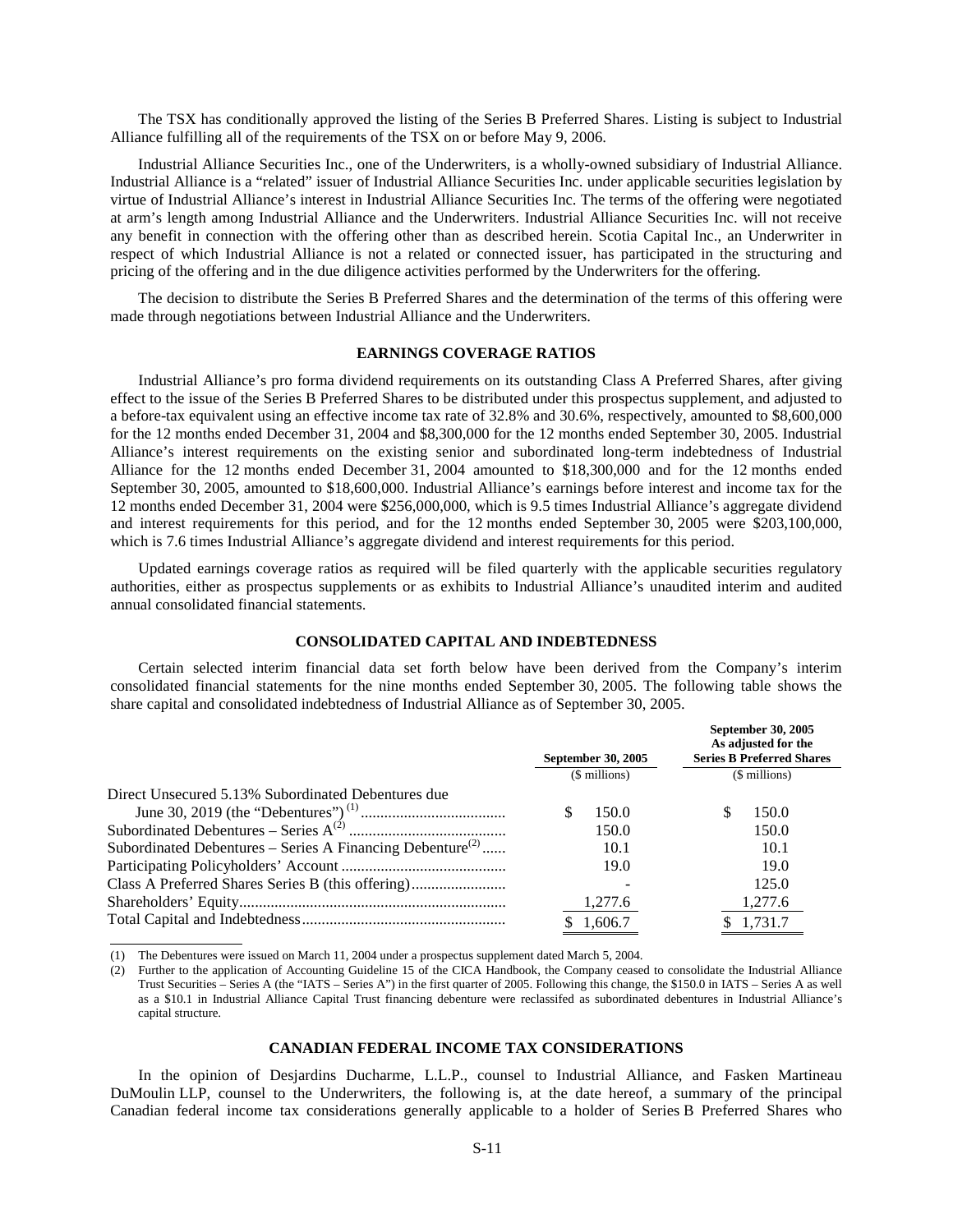The TSX has conditionally approved the listing of the Series B Preferred Shares. Listing is subject to Industrial Alliance fulfilling all of the requirements of the TSX on or before May 9, 2006.

Industrial Alliance Securities Inc., one of the Underwriters, is a wholly-owned subsidiary of Industrial Alliance. Industrial Alliance is a "related" issuer of Industrial Alliance Securities Inc. under applicable securities legislation by virtue of Industrial Alliance's interest in Industrial Alliance Securities Inc. The terms of the offering were negotiated at arm's length among Industrial Alliance and the Underwriters. Industrial Alliance Securities Inc. will not receive any benefit in connection with the offering other than as described herein. Scotia Capital Inc., an Underwriter in respect of which Industrial Alliance is not a related or connected issuer, has participated in the structuring and pricing of the offering and in the due diligence activities performed by the Underwriters for the offering.

The decision to distribute the Series B Preferred Shares and the determination of the terms of this offering were made through negotiations between Industrial Alliance and the Underwriters.

## EARNINGS COVERAGE RATIOS

Industrial Alliance's pro forma dividend requirements on its outstanding Class A Preferred Shares, after giving effect to the issue of the Series B Preferred Shares to be distributed under this prospectus supplement, and adjusted to a before-tax equivalent using an effective income tax rate of 32.8% and 30.6%, respectively, amounted to $8,600,000 for the 12 months ended December 31, 2004 and $8,300,000 for the 12 months ended September 30, 2005. Industrial Alliance's interest requirements on the existing senior and subordinated long-term indebtedness of Industrial Alliance for the 12 months ended December 31, 2004 amounted to $18,300,000 and for the 12 months ended September 30, 2005, amounted to $18,600,000. Industrial Alliance's earnings before interest and income tax for the 12 months ended December 31, 2004 were $256,000,000, which is 9.5 times Industrial Alliance's aggregate dividend and interest requirements for this period, and for the 12 months ended September 30, 2005 were $203,100,000, which is 7.6 times Industrial Alliance's aggregate dividend and interest requirements for this period.

Updated earnings coverage ratios as required will be filed quarterly with the applicable securities regulatory authorities, either as prospectus supplements or as exhibits to Industrial Alliance's unaudited interim and audited annual consolidated financial statements.

## CONSOLIDATED CAPITAL AND INDEBTEDNESS

Certain selected interim financial data set forth below have been derived from the Company's interim consolidated financial statements for the nine months ended September 30, 2005. The following table shows the share capital and consolidated indebtedness of Industrial Alliance as of September 30, 2005.

| | September 30, 2005 | September 30, 2005 As adjusted for the Series B Preferred Shares |
|---|---|---|
| | ($ millions) | ($ millions) |
| Direct Unsecured 5.13% Subordinated Debentures due June 30, 2019 (the "Debentures")[(1)] | $ 150.0 | $ 150.0 |
| Subordinated Debentures – Series A[(2)] | 150.0 | 150.0 |
| Subordinated Debentures – Series A Financing Debenture[(2)] | 10.1 | 10.1 |
| Participating Policyholders' Account | 19.0 | 19.0 |
| Class A Preferred Shares Series B (this offering) | - | 125.0 |
| Shareholders' Equity | 1,277.6 | 1,277.6 |
| Total Capital and Indebtedness | $ 1,606.7 | $ 1,731.7 |

(1) The Debentures were issued on March 11, 2004 under a prospectus supplement dated March 5, 2004.

(2) Further to the application of Accounting Guideline 15 of the CICA Handbook, the Company ceased to consolidate the Industrial Alliance Trust Securities – Series A (the "IATS – Series A") in the first quarter of 2005. Following this change, the $150.0 in IATS – Series A as well as a $10.1 in Industrial Alliance Capital Trust financing debenture were reclassifed as subordinated debentures in Industrial Alliance's capital structure.

## CANADIAN FEDERAL INCOME TAX CONSIDERATIONS

In the opinion of Desjardins Ducharme, L.L.P., counsel to Industrial Alliance, and Fasken Martineau DuMoulin LLP, counsel to the Underwriters, the following is, at the date hereof, a summary of the principal Canadian federal income tax considerations generally applicable to a holder of Series B Preferred Shares who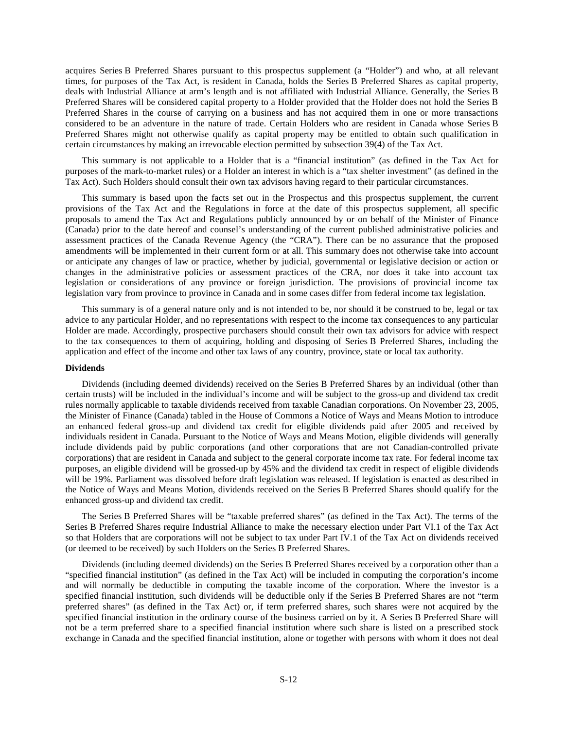acquires Series B Preferred Shares pursuant to this prospectus supplement (a "Holder") and who, at all relevant times, for purposes of the Tax Act, is resident in Canada, holds the Series B Preferred Shares as capital property, deals with Industrial Alliance at arm's length and is not affiliated with Industrial Alliance. Generally, the Series B Preferred Shares will be considered capital property to a Holder provided that the Holder does not hold the Series B Preferred Shares in the course of carrying on a business and has not acquired them in one or more transactions considered to be an adventure in the nature of trade. Certain Holders who are resident in Canada whose Series B Preferred Shares might not otherwise qualify as capital property may be entitled to obtain such qualification in certain circumstances by making an irrevocable election permitted by subsection 39(4) of the Tax Act.

This summary is not applicable to a Holder that is a "financial institution" (as defined in the Tax Act for purposes of the mark-to-market rules) or a Holder an interest in which is a "tax shelter investment" (as defined in the Tax Act). Such Holders should consult their own tax advisors having regard to their particular circumstances.

This summary is based upon the facts set out in the Prospectus and this prospectus supplement, the current provisions of the Tax Act and the Regulations in force at the date of this prospectus supplement, all specific proposals to amend the Tax Act and Regulations publicly announced by or on behalf of the Minister of Finance (Canada) prior to the date hereof and counsel's understanding of the current published administrative policies and assessment practices of the Canada Revenue Agency (the "CRA"). There can be no assurance that the proposed amendments will be implemented in their current form or at all. This summary does not otherwise take into account or anticipate any changes of law or practice, whether by judicial, governmental or legislative decision or action or changes in the administrative policies or assessment practices of the CRA, nor does it take into account tax legislation or considerations of any province or foreign jurisdiction. The provisions of provincial income tax legislation vary from province to province in Canada and in some cases differ from federal income tax legislation.

This summary is of a general nature only and is not intended to be, nor should it be construed to be, legal or tax advice to any particular Holder, and no representations with respect to the income tax consequences to any particular Holder are made. Accordingly, prospective purchasers should consult their own tax advisors for advice with respect to the tax consequences to them of acquiring, holding and disposing of Series B Preferred Shares, including the application and effect of the income and other tax laws of any country, province, state or local tax authority.

**Dividends**

Dividends (including deemed dividends) received on the Series B Preferred Shares by an individual (other than certain trusts) will be included in the individual's income and will be subject to the gross-up and dividend tax credit rules normally applicable to taxable dividends received from taxable Canadian corporations. On November 23, 2005, the Minister of Finance (Canada) tabled in the House of Commons a Notice of Ways and Means Motion to introduce an enhanced federal gross-up and dividend tax credit for eligible dividends paid after 2005 and received by individuals resident in Canada. Pursuant to the Notice of Ways and Means Motion, eligible dividends will generally include dividends paid by public corporations (and other corporations that are not Canadian-controlled private corporations) that are resident in Canada and subject to the general corporate income tax rate. For federal income tax purposes, an eligible dividend will be grossed-up by 45% and the dividend tax credit in respect of eligible dividends will be 19%. Parliament was dissolved before draft legislation was released. If legislation is enacted as described in the Notice of Ways and Means Motion, dividends received on the Series B Preferred Shares should qualify for the enhanced gross-up and dividend tax credit.

The Series B Preferred Shares will be "taxable preferred shares" (as defined in the Tax Act). The terms of the Series B Preferred Shares require Industrial Alliance to make the necessary election under Part VI.1 of the Tax Act so that Holders that are corporations will not be subject to tax under Part IV.1 of the Tax Act on dividends received (or deemed to be received) by such Holders on the Series B Preferred Shares.

Dividends (including deemed dividends) on the Series B Preferred Shares received by a corporation other than a "specified financial institution" (as defined in the Tax Act) will be included in computing the corporation's income and will normally be deductible in computing the taxable income of the corporation. Where the investor is a specified financial institution, such dividends will be deductible only if the Series B Preferred Shares are not "term preferred shares" (as defined in the Tax Act) or, if term preferred shares, such shares were not acquired by the specified financial institution in the ordinary course of the business carried on by it. A Series B Preferred Share will not be a term preferred share to a specified financial institution where such share is listed on a prescribed stock exchange in Canada and the specified financial institution, alone or together with persons with whom it does not deal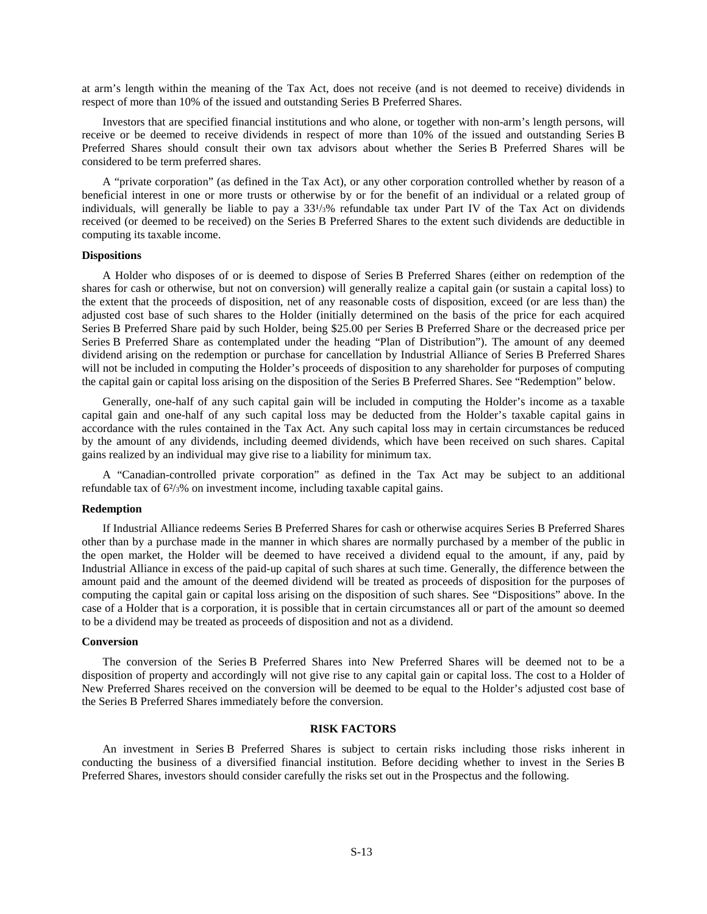at arm's length within the meaning of the Tax Act, does not receive (and is not deemed to receive) dividends in respect of more than 10% of the issued and outstanding Series B Preferred Shares.

Investors that are specified financial institutions and who alone, or together with non-arm's length persons, will receive or be deemed to receive dividends in respect of more than 10% of the issued and outstanding Series B Preferred Shares should consult their own tax advisors about whether the Series B Preferred Shares will be considered to be term preferred shares.

A "private corporation" (as defined in the Tax Act), or any other corporation controlled whether by reason of a beneficial interest in one or more trusts or otherwise by or for the benefit of an individual or a related group of individuals, will generally be liable to pay a 33¹/₃% refundable tax under Part IV of the Tax Act on dividends received (or deemed to be received) on the Series B Preferred Shares to the extent such dividends are deductible in computing its taxable income.

**Dispositions**

A Holder who disposes of or is deemed to dispose of Series B Preferred Shares (either on redemption of the shares for cash or otherwise, but not on conversion) will generally realize a capital gain (or sustain a capital loss) to the extent that the proceeds of disposition, net of any reasonable costs of disposition, exceed (or are less than) the adjusted cost base of such shares to the Holder (initially determined on the basis of the price for each acquired Series B Preferred Share paid by such Holder, being $25.00 per Series B Preferred Share or the decreased price per Series B Preferred Share as contemplated under the heading "Plan of Distribution"). The amount of any deemed dividend arising on the redemption or purchase for cancellation by Industrial Alliance of Series B Preferred Shares will not be included in computing the Holder's proceeds of disposition to any shareholder for purposes of computing the capital gain or capital loss arising on the disposition of the Series B Preferred Shares. See "Redemption" below.

Generally, one-half of any such capital gain will be included in computing the Holder's income as a taxable capital gain and one-half of any such capital loss may be deducted from the Holder's taxable capital gains in accordance with the rules contained in the Tax Act. Any such capital loss may in certain circumstances be reduced by the amount of any dividends, including deemed dividends, which have been received on such shares. Capital gains realized by an individual may give rise to a liability for minimum tax.

A "Canadian-controlled private corporation" as defined in the Tax Act may be subject to an additional refundable tax of 6²/₃% on investment income, including taxable capital gains.

**Redemption**

If Industrial Alliance redeems Series B Preferred Shares for cash or otherwise acquires Series B Preferred Shares other than by a purchase made in the manner in which shares are normally purchased by a member of the public in the open market, the Holder will be deemed to have received a dividend equal to the amount, if any, paid by Industrial Alliance in excess of the paid-up capital of such shares at such time. Generally, the difference between the amount paid and the amount of the deemed dividend will be treated as proceeds of disposition for the purposes of computing the capital gain or capital loss arising on the disposition of such shares. See "Dispositions" above. In the case of a Holder that is a corporation, it is possible that in certain circumstances all or part of the amount so deemed to be a dividend may be treated as proceeds of disposition and not as a dividend.

**Conversion**

The conversion of the Series B Preferred Shares into New Preferred Shares will be deemed not to be a disposition of property and accordingly will not give rise to any capital gain or capital loss. The cost to a Holder of New Preferred Shares received on the conversion will be deemed to be equal to the Holder's adjusted cost base of the Series B Preferred Shares immediately before the conversion.

## RISK FACTORS

An investment in Series B Preferred Shares is subject to certain risks including those risks inherent in conducting the business of a diversified financial institution. Before deciding whether to invest in the Series B Preferred Shares, investors should consider carefully the risks set out in the Prospectus and the following.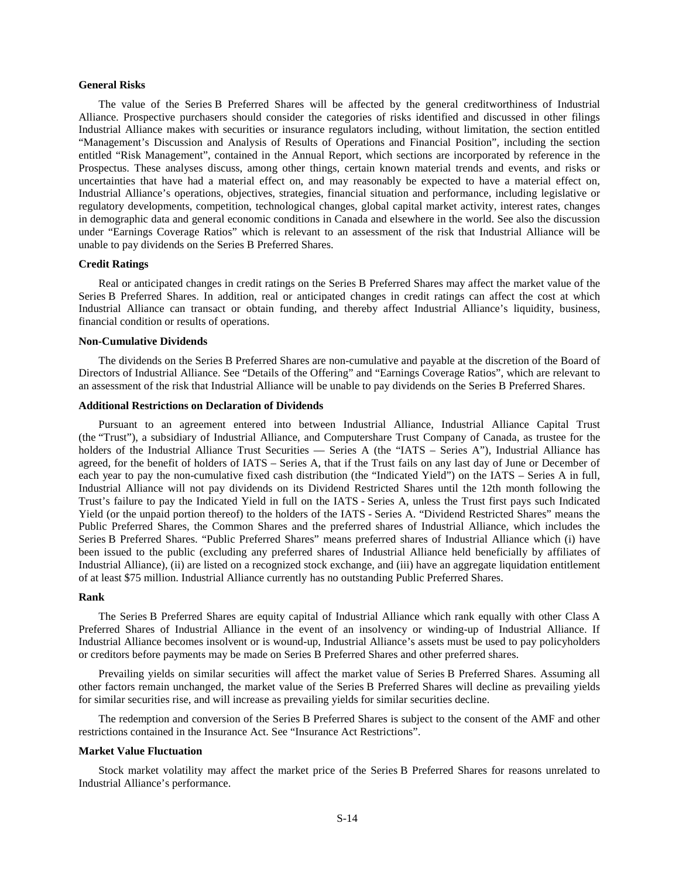### General Risks

The value of the Series B Preferred Shares will be affected by the general creditworthiness of Industrial Alliance. Prospective purchasers should consider the categories of risks identified and discussed in other filings Industrial Alliance makes with securities or insurance regulators including, without limitation, the section entitled "Management's Discussion and Analysis of Results of Operations and Financial Position", including the section entitled "Risk Management", contained in the Annual Report, which sections are incorporated by reference in the Prospectus. These analyses discuss, among other things, certain known material trends and events, and risks or uncertainties that have had a material effect on, and may reasonably be expected to have a material effect on, Industrial Alliance's operations, objectives, strategies, financial situation and performance, including legislative or regulatory developments, competition, technological changes, global capital market activity, interest rates, changes in demographic data and general economic conditions in Canada and elsewhere in the world. See also the discussion under "Earnings Coverage Ratios" which is relevant to an assessment of the risk that Industrial Alliance will be unable to pay dividends on the Series B Preferred Shares.

### Credit Ratings

Real or anticipated changes in credit ratings on the Series B Preferred Shares may affect the market value of the Series B Preferred Shares. In addition, real or anticipated changes in credit ratings can affect the cost at which Industrial Alliance can transact or obtain funding, and thereby affect Industrial Alliance's liquidity, business, financial condition or results of operations.

### Non-Cumulative Dividends

The dividends on the Series B Preferred Shares are non-cumulative and payable at the discretion of the Board of Directors of Industrial Alliance. See "Details of the Offering" and "Earnings Coverage Ratios", which are relevant to an assessment of the risk that Industrial Alliance will be unable to pay dividends on the Series B Preferred Shares.

### Additional Restrictions on Declaration of Dividends

Pursuant to an agreement entered into between Industrial Alliance, Industrial Alliance Capital Trust (the "Trust"), a subsidiary of Industrial Alliance, and Computershare Trust Company of Canada, as trustee for the holders of the Industrial Alliance Trust Securities — Series A (the "IATS – Series A"), Industrial Alliance has agreed, for the benefit of holders of IATS – Series A, that if the Trust fails on any last day of June or December of each year to pay the non-cumulative fixed cash distribution (the "Indicated Yield") on the IATS – Series A in full, Industrial Alliance will not pay dividends on its Dividend Restricted Shares until the 12th month following the Trust's failure to pay the Indicated Yield in full on the IATS - Series A, unless the Trust first pays such Indicated Yield (or the unpaid portion thereof) to the holders of the IATS - Series A. "Dividend Restricted Shares" means the Public Preferred Shares, the Common Shares and the preferred shares of Industrial Alliance, which includes the Series B Preferred Shares. "Public Preferred Shares" means preferred shares of Industrial Alliance which (i) have been issued to the public (excluding any preferred shares of Industrial Alliance held beneficially by affiliates of Industrial Alliance), (ii) are listed on a recognized stock exchange, and (iii) have an aggregate liquidation entitlement of at least $75 million. Industrial Alliance currently has no outstanding Public Preferred Shares.

### Rank

The Series B Preferred Shares are equity capital of Industrial Alliance which rank equally with other Class A Preferred Shares of Industrial Alliance in the event of an insolvency or winding-up of Industrial Alliance. If Industrial Alliance becomes insolvent or is wound-up, Industrial Alliance's assets must be used to pay policyholders or creditors before payments may be made on Series B Preferred Shares and other preferred shares.

Prevailing yields on similar securities will affect the market value of Series B Preferred Shares. Assuming all other factors remain unchanged, the market value of the Series B Preferred Shares will decline as prevailing yields for similar securities rise, and will increase as prevailing yields for similar securities decline.

The redemption and conversion of the Series B Preferred Shares is subject to the consent of the AMF and other restrictions contained in the Insurance Act. See "Insurance Act Restrictions".

### Market Value Fluctuation

Stock market volatility may affect the market price of the Series B Preferred Shares for reasons unrelated to Industrial Alliance's performance.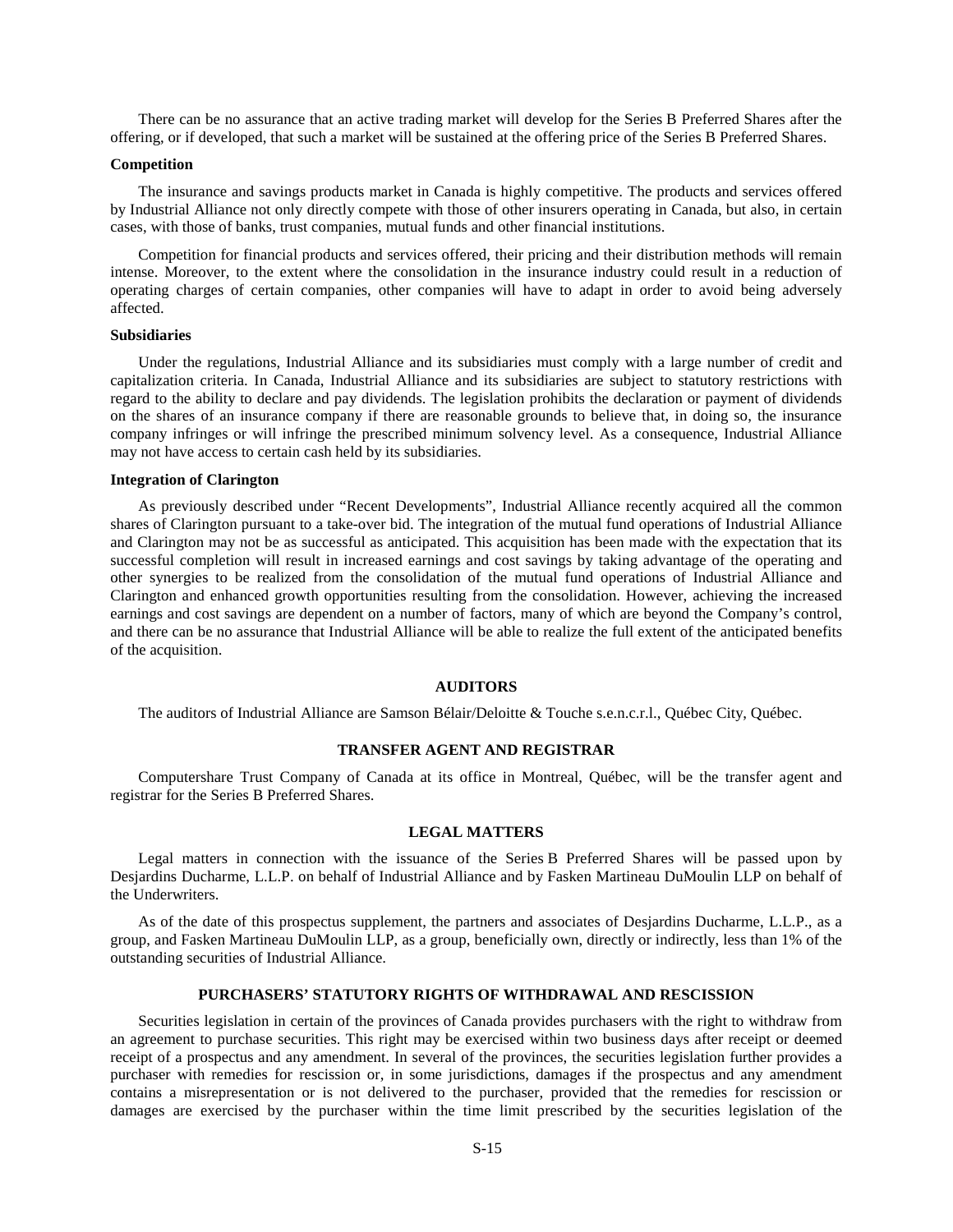There can be no assurance that an active trading market will develop for the Series B Preferred Shares after the offering, or if developed, that such a market will be sustained at the offering price of the Series B Preferred Shares.

**Competition**

The insurance and savings products market in Canada is highly competitive. The products and services offered by Industrial Alliance not only directly compete with those of other insurers operating in Canada, but also, in certain cases, with those of banks, trust companies, mutual funds and other financial institutions.

Competition for financial products and services offered, their pricing and their distribution methods will remain intense. Moreover, to the extent where the consolidation in the insurance industry could result in a reduction of operating charges of certain companies, other companies will have to adapt in order to avoid being adversely affected.

**Subsidiaries**

Under the regulations, Industrial Alliance and its subsidiaries must comply with a large number of credit and capitalization criteria. In Canada, Industrial Alliance and its subsidiaries are subject to statutory restrictions with regard to the ability to declare and pay dividends. The legislation prohibits the declaration or payment of dividends on the shares of an insurance company if there are reasonable grounds to believe that, in doing so, the insurance company infringes or will infringe the prescribed minimum solvency level. As a consequence, Industrial Alliance may not have access to certain cash held by its subsidiaries.

**Integration of Clarington**

As previously described under "Recent Developments", Industrial Alliance recently acquired all the common shares of Clarington pursuant to a take-over bid. The integration of the mutual fund operations of Industrial Alliance and Clarington may not be as successful as anticipated. This acquisition has been made with the expectation that its successful completion will result in increased earnings and cost savings by taking advantage of the operating and other synergies to be realized from the consolidation of the mutual fund operations of Industrial Alliance and Clarington and enhanced growth opportunities resulting from the consolidation. However, achieving the increased earnings and cost savings are dependent on a number of factors, many of which are beyond the Company's control, and there can be no assurance that Industrial Alliance will be able to realize the full extent of the anticipated benefits of the acquisition.

## AUDITORS

The auditors of Industrial Alliance are Samson Bélair/Deloitte & Touche s.e.n.c.r.l., Québec City, Québec.

## TRANSFER AGENT AND REGISTRAR

Computershare Trust Company of Canada at its office in Montreal, Québec, will be the transfer agent and registrar for the Series B Preferred Shares.

## LEGAL MATTERS

Legal matters in connection with the issuance of the Series B Preferred Shares will be passed upon by Desjardins Ducharme, L.L.P. on behalf of Industrial Alliance and by Fasken Martineau DuMoulin LLP on behalf of the Underwriters.

As of the date of this prospectus supplement, the partners and associates of Desjardins Ducharme, L.L.P., as a group, and Fasken Martineau DuMoulin LLP, as a group, beneficially own, directly or indirectly, less than 1% of the outstanding securities of Industrial Alliance.

## PURCHASERS' STATUTORY RIGHTS OF WITHDRAWAL AND RESCISSION

Securities legislation in certain of the provinces of Canada provides purchasers with the right to withdraw from an agreement to purchase securities. This right may be exercised within two business days after receipt or deemed receipt of a prospectus and any amendment. In several of the provinces, the securities legislation further provides a purchaser with remedies for rescission or, in some jurisdictions, damages if the prospectus and any amendment contains a misrepresentation or is not delivered to the purchaser, provided that the remedies for rescission or damages are exercised by the purchaser within the time limit prescribed by the securities legislation of the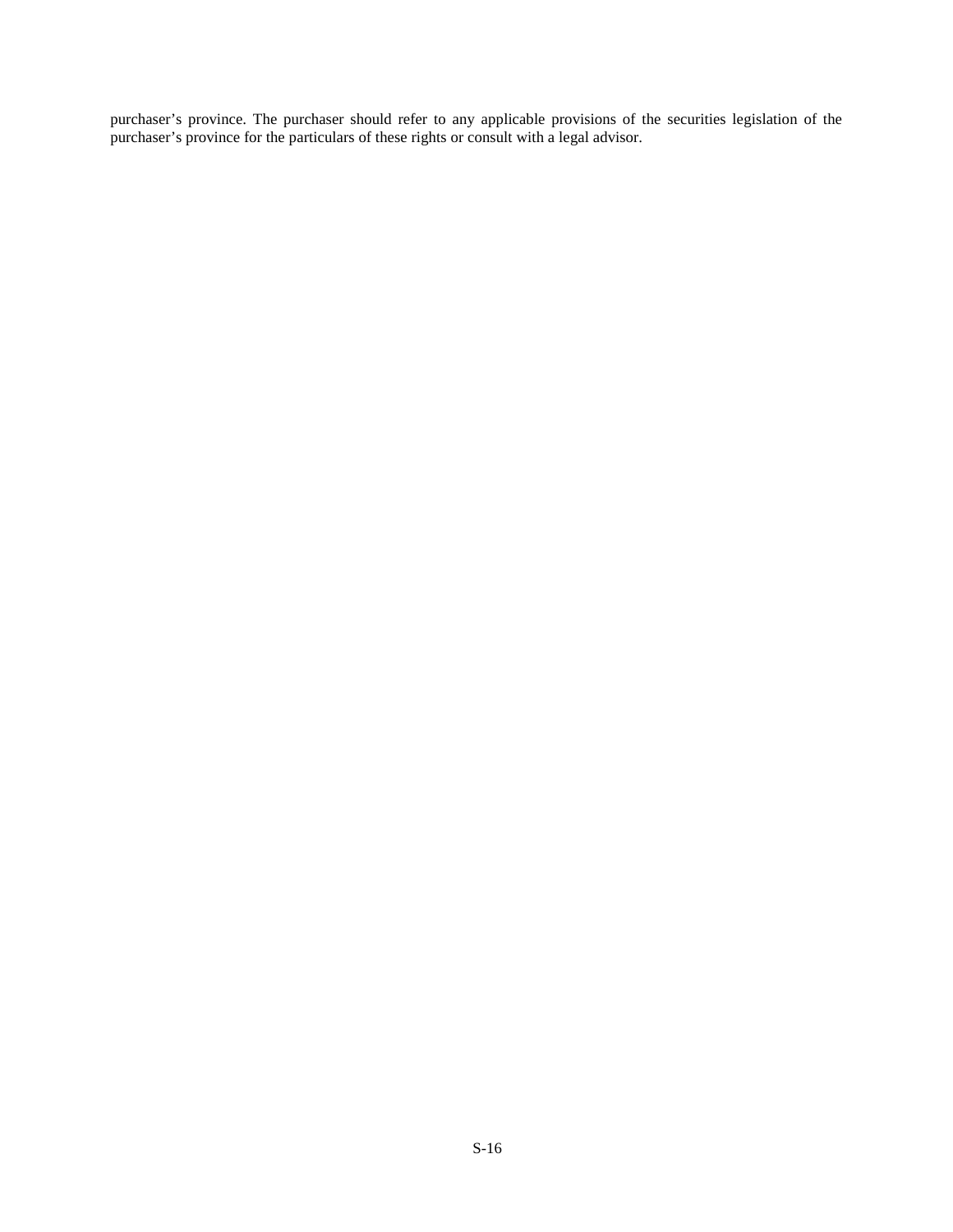purchaser's province. The purchaser should refer to any applicable provisions of the securities legislation of the purchaser's province for the particulars of these rights or consult with a legal advisor.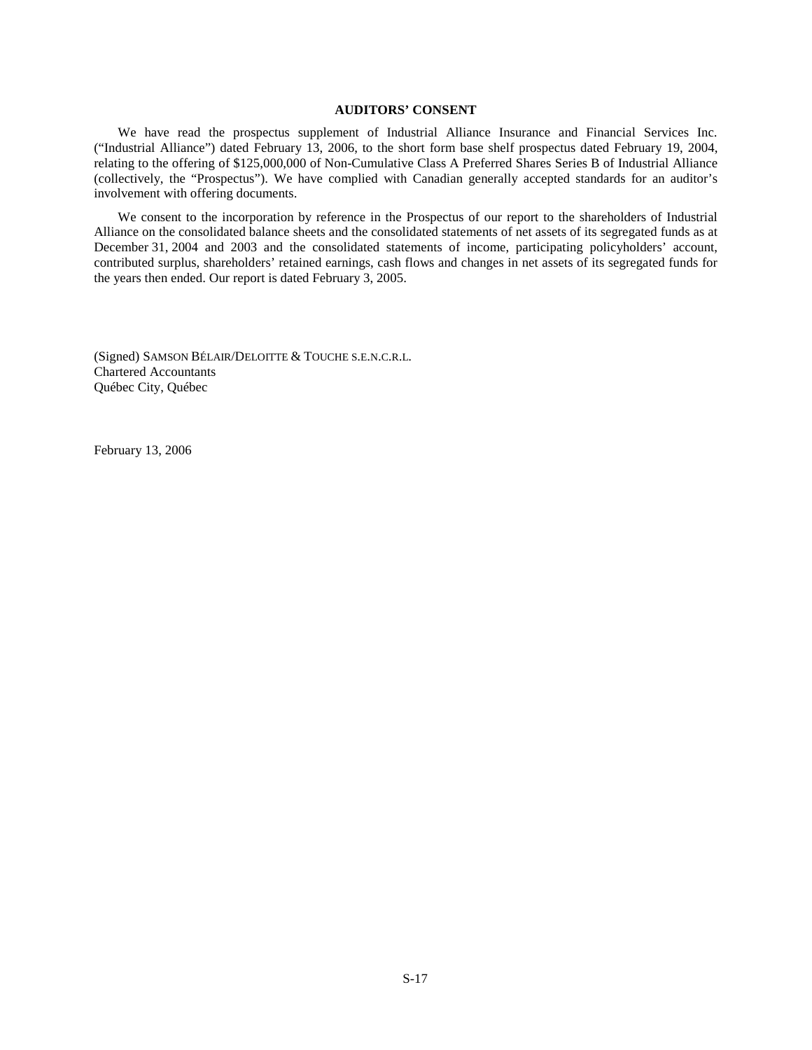**AUDITORS' CONSENT**

We have read the prospectus supplement of Industrial Alliance Insurance and Financial Services Inc. ("Industrial Alliance") dated February 13, 2006, to the short form base shelf prospectus dated February 19, 2004, relating to the offering of $125,000,000 of Non-Cumulative Class A Preferred Shares Series B of Industrial Alliance (collectively, the "Prospectus"). We have complied with Canadian generally accepted standards for an auditor's involvement with offering documents.

We consent to the incorporation by reference in the Prospectus of our report to the shareholders of Industrial Alliance on the consolidated balance sheets and the consolidated statements of net assets of its segregated funds as at December 31, 2004 and 2003 and the consolidated statements of income, participating policyholders' account, contributed surplus, shareholders' retained earnings, cash flows and changes in net assets of its segregated funds for the years then ended. Our report is dated February 3, 2005.

(Signed) SAMSON BÉLAIR/DELOITTE & TOUCHE S.E.N.C.R.L.
Chartered Accountants
Québec City, Québec

February 13, 2006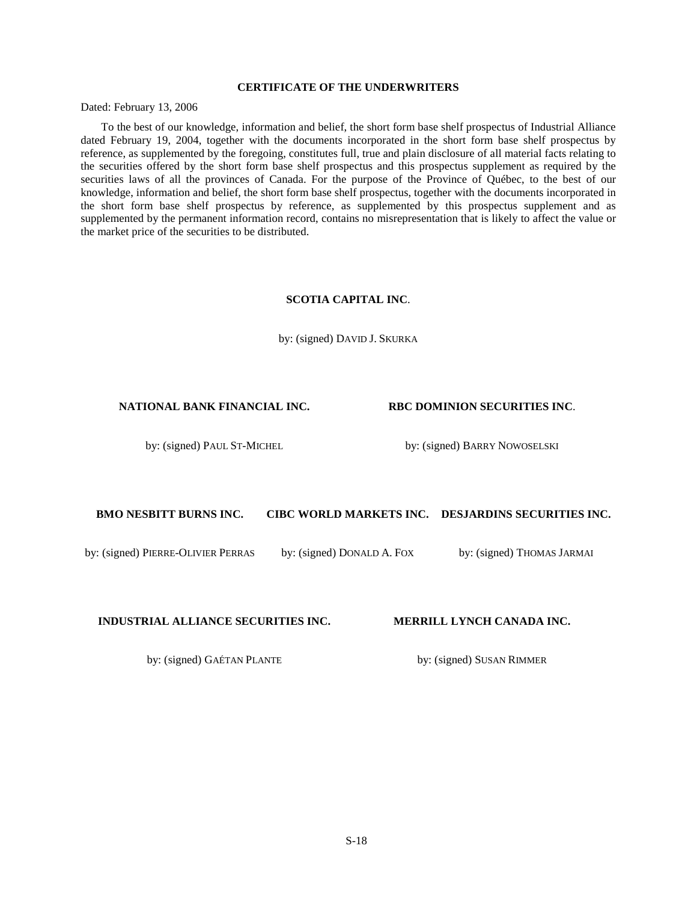## CERTIFICATE OF THE UNDERWRITERS

Dated: February 13, 2006

To the best of our knowledge, information and belief, the short form base shelf prospectus of Industrial Alliance dated February 19, 2004, together with the documents incorporated in the short form base shelf prospectus by reference, as supplemented by the foregoing, constitutes full, true and plain disclosure of all material facts relating to the securities offered by the short form base shelf prospectus and this prospectus supplement as required by the securities laws of all the provinces of Canada. For the purpose of the Province of Québec, to the best of our knowledge, information and belief, the short form base shelf prospectus, together with the documents incorporated in the short form base shelf prospectus by reference, as supplemented by this prospectus supplement and as supplemented by the permanent information record, contains no misrepresentation that is likely to affect the value or the market price of the securities to be distributed.

**SCOTIA CAPITAL INC.**

by: (signed) DAVID J. SKURKA

**NATIONAL BANK FINANCIAL INC.**

by: (signed) PAUL ST-MICHEL

**RBC DOMINION SECURITIES INC.**

by: (signed) BARRY NOWOSELSKI

**BMO NESBITT BURNS INC.**

by: (signed) PIERRE-OLIVIER PERRAS

**CIBC WORLD MARKETS INC.**

by: (signed) DONALD A. FOX

**DESJARDINS SECURITIES INC.**

by: (signed) THOMAS JARMAI

**INDUSTRIAL ALLIANCE SECURITIES INC.**

by: (signed) GAÉTAN PLANTE

**MERRILL LYNCH CANADA INC.**

by: (signed) SUSAN RIMMER